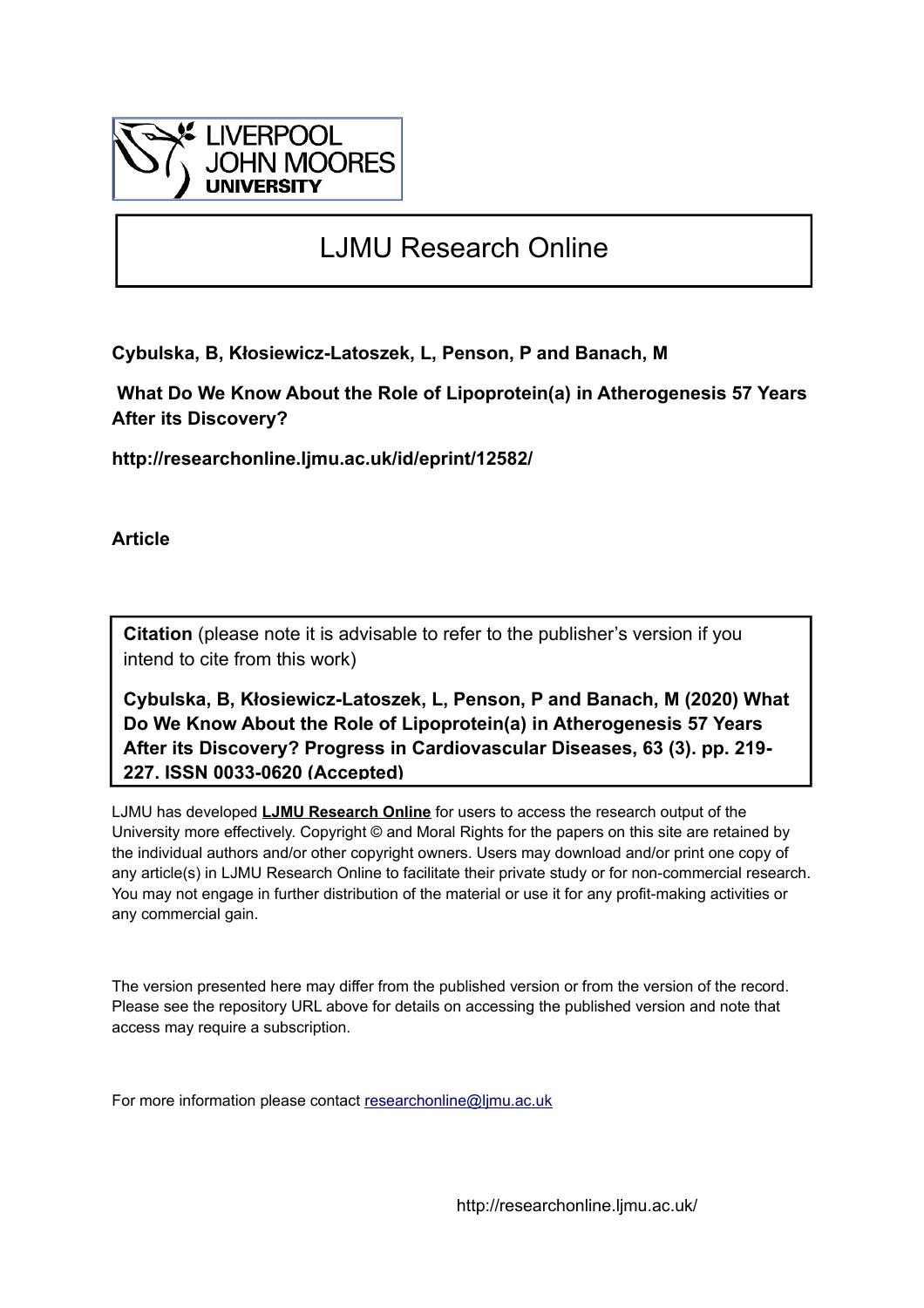LIVERPOOL JOHN MOORES UNIVERSITY

# LJMU Research Online

**Cybulska, B, Kłosiewicz-Latoszek, L, Penson, P and Banach, M**

**What Do We Know About the Role of Lipoprotein(a) in Atherogenesis 57 Years After its Discovery?**

**http://researchonline.ljmu.ac.uk/id/eprint/12582/**

**Article**

**Citation** (please note it is advisable to refer to the publisher's version if you intend to cite from this work)

**Cybulska, B, Kłosiewicz-Latoszek, L, Penson, P and Banach, M (2020) What Do We Know About the Role of Lipoprotein(a) in Atherogenesis 57 Years After its Discovery? Progress in Cardiovascular Diseases, 63 (3). pp. 219-227. ISSN 0033-0620 (Accepted)**

LJMU has developed **LJMU Research Online** for users to access the research output of the University more effectively. Copyright © and Moral Rights for the papers on this site are retained by the individual authors and/or other copyright owners. Users may download and/or print one copy of any article(s) in LJMU Research Online to facilitate their private study or for non-commercial research. You may not engage in further distribution of the material or use it for any profit-making activities or any commercial gain.

The version presented here may differ from the published version or from the version of the record. Please see the repository URL above for details on accessing the published version and note that access may require a subscription.

For more information please contact researchonline@ljmu.ac.uk

http://researchonline.ljmu.ac.uk/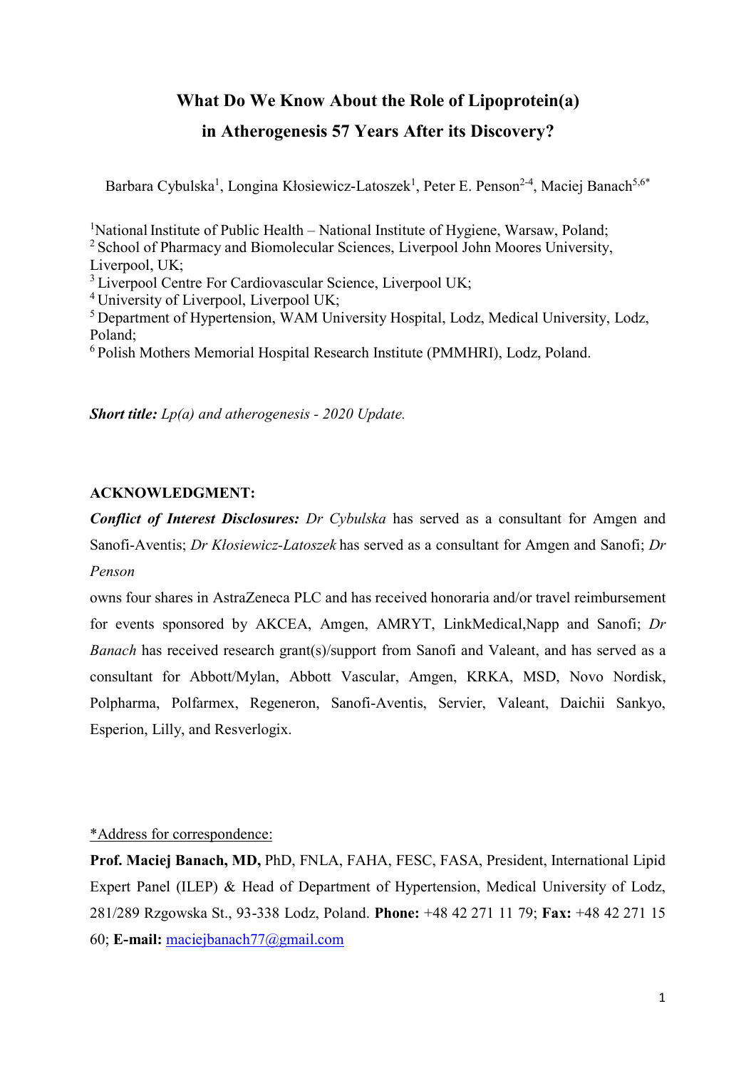# What Do We Know About the Role of Lipoprotein(a) in Atherogenesis 57 Years After its Discovery?

Barbara Cybulska[1], Longina Kłosiewicz-Latoszek[1], Peter E. Penson[2-4], Maciej Banach[5,6*]

[1]National Institute of Public Health – National Institute of Hygiene, Warsaw, Poland;
[2] School of Pharmacy and Biomolecular Sciences, Liverpool John Moores University, Liverpool, UK;
[3] Liverpool Centre For Cardiovascular Science, Liverpool UK;
[4] University of Liverpool, Liverpool UK;
[5] Department of Hypertension, WAM University Hospital, Lodz, Medical University, Lodz, Poland;
[6] Polish Mothers Memorial Hospital Research Institute (PMMHRI), Lodz, Poland.

***Short title:*** *Lp(a) and atherogenesis - 2020 Update.*

**ACKNOWLEDGMENT:**

***Conflict of Interest Disclosures:*** *Dr Cybulska* has served as a consultant for Amgen and Sanofi-Aventis; *Dr Kłosiewicz-Latoszek* has served as a consultant for Amgen and Sanofi; *Dr Penson*

owns four shares in AstraZeneca PLC and has received honoraria and/or travel reimbursement for events sponsored by AKCEA, Amgen, AMRYT, LinkMedical,Napp and Sanofi; *Dr Banach* has received research grant(s)/support from Sanofi and Valeant, and has served as a consultant for Abbott/Mylan, Abbott Vascular, Amgen, KRKA, MSD, Novo Nordisk, Polpharma, Polfarmex, Regeneron, Sanofi-Aventis, Servier, Valeant, Daichii Sankyo, Esperion, Lilly, and Resverlogix.

*Address for correspondence:

**Prof. Maciej Banach, MD,** PhD, FNLA, FAHA, FESC, FASA, President, International Lipid Expert Panel (ILEP) & Head of Department of Hypertension, Medical University of Lodz, 281/289 Rzgowska St., 93-338 Lodz, Poland. **Phone:** +48 42 271 11 79; **Fax:** +48 42 271 15 60; **E-mail:** maciejbanach77@gmail.com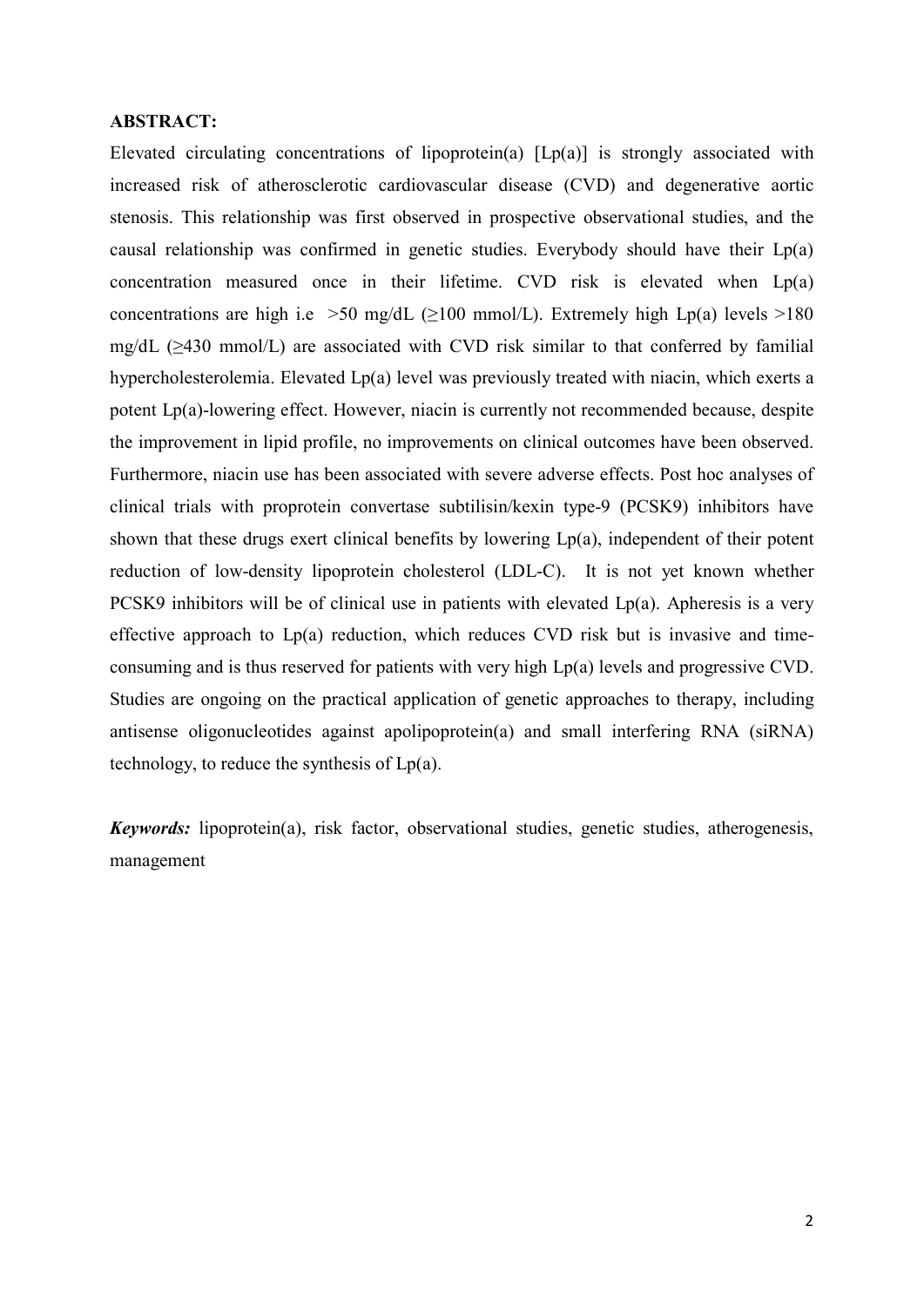**ABSTRACT:**

Elevated circulating concentrations of lipoprotein(a) [Lp(a)] is strongly associated with increased risk of atherosclerotic cardiovascular disease (CVD) and degenerative aortic stenosis. This relationship was first observed in prospective observational studies, and the causal relationship was confirmed in genetic studies. Everybody should have their Lp(a) concentration measured once in their lifetime. CVD risk is elevated when Lp(a) concentrations are high i.e >50 mg/dL (≥100 mmol/L). Extremely high Lp(a) levels >180 mg/dL (≥430 mmol/L) are associated with CVD risk similar to that conferred by familial hypercholesterolemia. Elevated Lp(a) level was previously treated with niacin, which exerts a potent Lp(a)-lowering effect. However, niacin is currently not recommended because, despite the improvement in lipid profile, no improvements on clinical outcomes have been observed. Furthermore, niacin use has been associated with severe adverse effects. Post hoc analyses of clinical trials with proprotein convertase subtilisin/kexin type-9 (PCSK9) inhibitors have shown that these drugs exert clinical benefits by lowering Lp(a), independent of their potent reduction of low-density lipoprotein cholesterol (LDL-C). It is not yet known whether PCSK9 inhibitors will be of clinical use in patients with elevated Lp(a). Apheresis is a very effective approach to Lp(a) reduction, which reduces CVD risk but is invasive and time-consuming and is thus reserved for patients with very high Lp(a) levels and progressive CVD. Studies are ongoing on the practical application of genetic approaches to therapy, including antisense oligonucleotides against apolipoprotein(a) and small interfering RNA (siRNA) technology, to reduce the synthesis of Lp(a).

***Keywords:*** lipoprotein(a), risk factor, observational studies, genetic studies, atherogenesis, management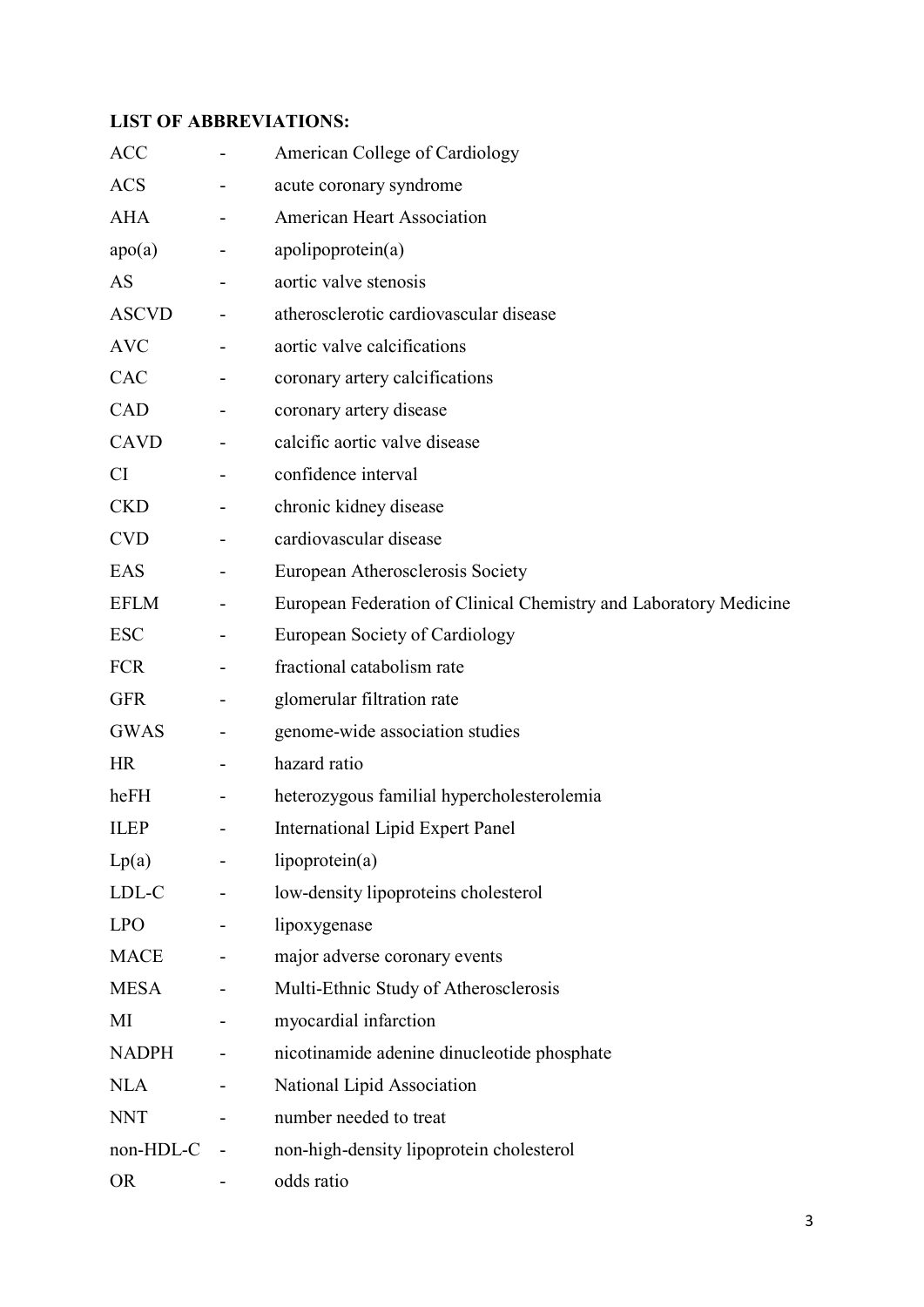**LIST OF ABBREVIATIONS:**

| | | |
|---|---|---|
| ACC | - | American College of Cardiology |
| ACS | - | acute coronary syndrome |
| AHA | - | American Heart Association |
| apo(a) | - | apolipoprotein(a) |
| AS | - | aortic valve stenosis |
| ASCVD | - | atherosclerotic cardiovascular disease |
| AVC | - | aortic valve calcifications |
| CAC | - | coronary artery calcifications |
| CAD | - | coronary artery disease |
| CAVD | - | calcific aortic valve disease |
| CI | - | confidence interval |
| CKD | - | chronic kidney disease |
| CVD | - | cardiovascular disease |
| EAS | - | European Atherosclerosis Society |
| EFLM | - | European Federation of Clinical Chemistry and Laboratory Medicine |
| ESC | - | European Society of Cardiology |
| FCR | - | fractional catabolism rate |
| GFR | - | glomerular filtration rate |
| GWAS | - | genome-wide association studies |
| HR | - | hazard ratio |
| heFH | - | heterozygous familial hypercholesterolemia |
| ILEP | - | International Lipid Expert Panel |
| Lp(a) | - | lipoprotein(a) |
| LDL-C | - | low-density lipoproteins cholesterol |
| LPO | - | lipoxygenase |
| MACE | - | major adverse coronary events |
| MESA | - | Multi-Ethnic Study of Atherosclerosis |
| MI | - | myocardial infarction |
| NADPH | - | nicotinamide adenine dinucleotide phosphate |
| NLA | - | National Lipid Association |
| NNT | - | number needed to treat |
| non-HDL-C | - | non-high-density lipoprotein cholesterol |
| OR | - | odds ratio |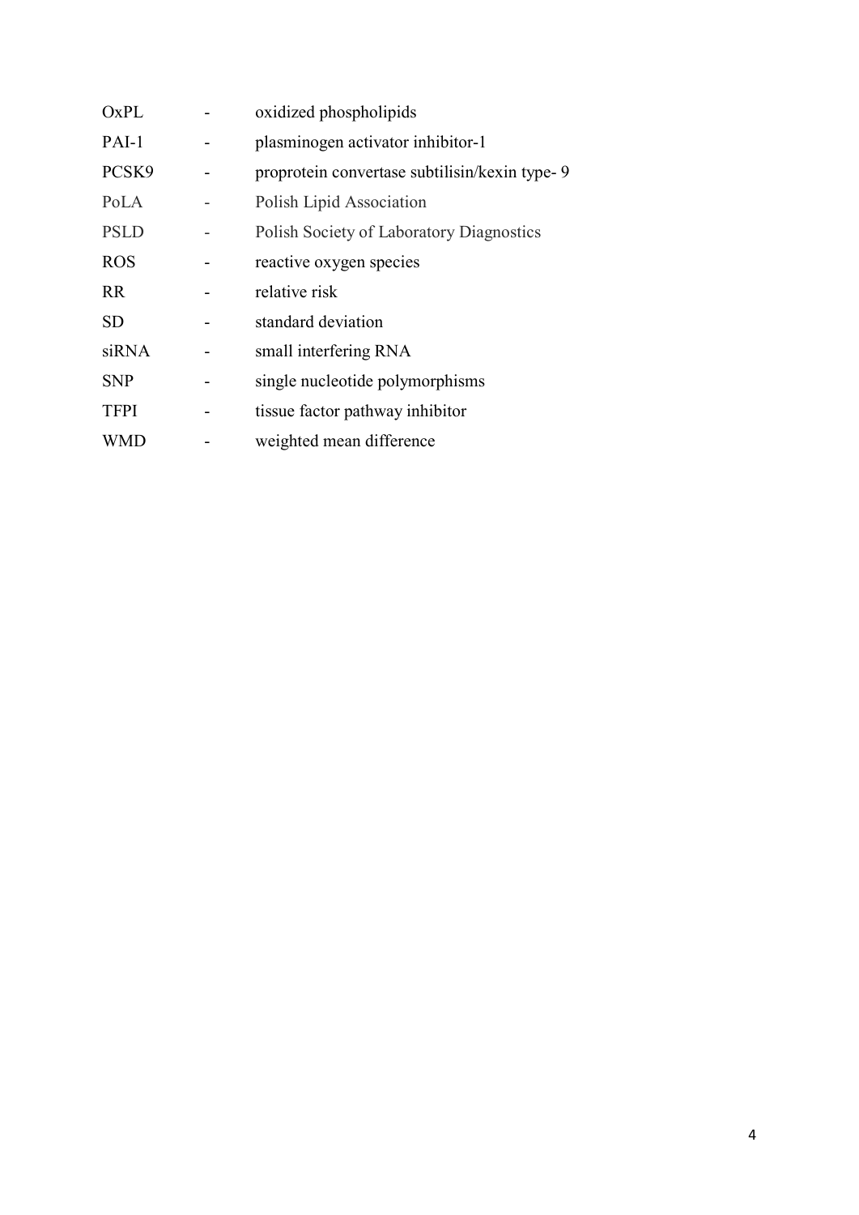| | | |
|---|---|---|
| OxPL | - | oxidized phospholipids |
| PAI-1 | - | plasminogen activator inhibitor-1 |
| PCSK9 | - | proprotein convertase subtilisin/kexin type- 9 |
| PoLA | - | Polish Lipid Association |
| PSLD | - | Polish Society of Laboratory Diagnostics |
| ROS | - | reactive oxygen species |
| RR | - | relative risk |
| SD | - | standard deviation |
| siRNA | - | small interfering RNA |
| SNP | - | single nucleotide polymorphisms |
| TFPI | - | tissue factor pathway inhibitor |
| WMD | - | weighted mean difference |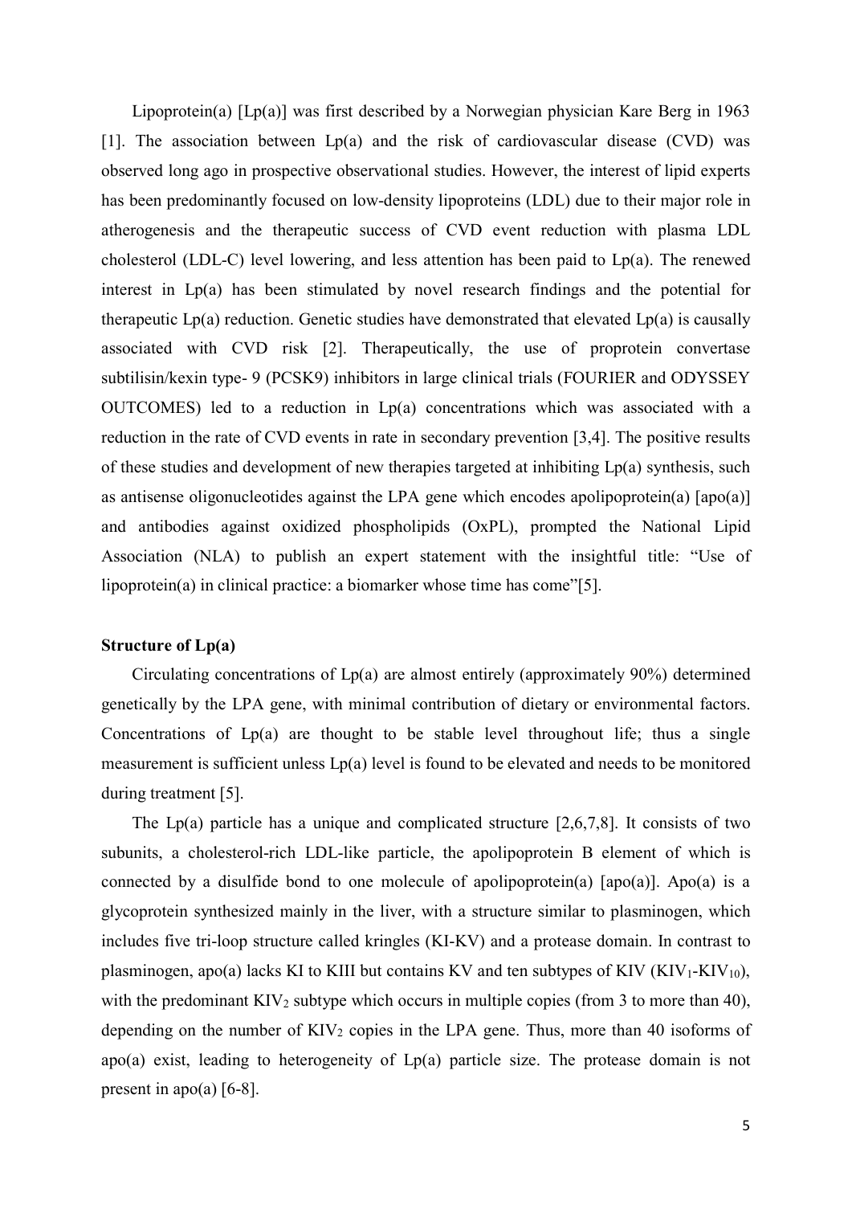Lipoprotein(a) [Lp(a)] was first described by a Norwegian physician Kare Berg in 1963 [1]. The association between Lp(a) and the risk of cardiovascular disease (CVD) was observed long ago in prospective observational studies. However, the interest of lipid experts has been predominantly focused on low-density lipoproteins (LDL) due to their major role in atherogenesis and the therapeutic success of CVD event reduction with plasma LDL cholesterol (LDL-C) level lowering, and less attention has been paid to Lp(a). The renewed interest in Lp(a) has been stimulated by novel research findings and the potential for therapeutic Lp(a) reduction. Genetic studies have demonstrated that elevated Lp(a) is causally associated with CVD risk [2]. Therapeutically, the use of proprotein convertase subtilisin/kexin type- 9 (PCSK9) inhibitors in large clinical trials (FOURIER and ODYSSEY OUTCOMES) led to a reduction in Lp(a) concentrations which was associated with a reduction in the rate of CVD events in rate in secondary prevention [3,4]. The positive results of these studies and development of new therapies targeted at inhibiting Lp(a) synthesis, such as antisense oligonucleotides against the LPA gene which encodes apolipoprotein(a) [apo(a)] and antibodies against oxidized phospholipids (OxPL), prompted the National Lipid Association (NLA) to publish an expert statement with the insightful title: "Use of lipoprotein(a) in clinical practice: a biomarker whose time has come"[5].

**Structure of Lp(a)**

Circulating concentrations of Lp(a) are almost entirely (approximately 90%) determined genetically by the LPA gene, with minimal contribution of dietary or environmental factors. Concentrations of Lp(a) are thought to be stable level throughout life; thus a single measurement is sufficient unless Lp(a) level is found to be elevated and needs to be monitored during treatment [5].

The Lp(a) particle has a unique and complicated structure [2,6,7,8]. It consists of two subunits, a cholesterol-rich LDL-like particle, the apolipoprotein B element of which is connected by a disulfide bond to one molecule of apolipoprotein(a) [apo(a)]. Apo(a) is a glycoprotein synthesized mainly in the liver, with a structure similar to plasminogen, which includes five tri-loop structure called kringles (KI-KV) and a protease domain. In contrast to plasminogen, apo(a) lacks KI to KIII but contains KV and ten subtypes of KIV ($KIV_1$-$KIV_{10}$), with the predominant $KIV_2$ subtype which occurs in multiple copies (from 3 to more than 40), depending on the number of $KIV_2$ copies in the LPA gene. Thus, more than 40 isoforms of apo(a) exist, leading to heterogeneity of Lp(a) particle size. The protease domain is not present in apo(a) [6-8].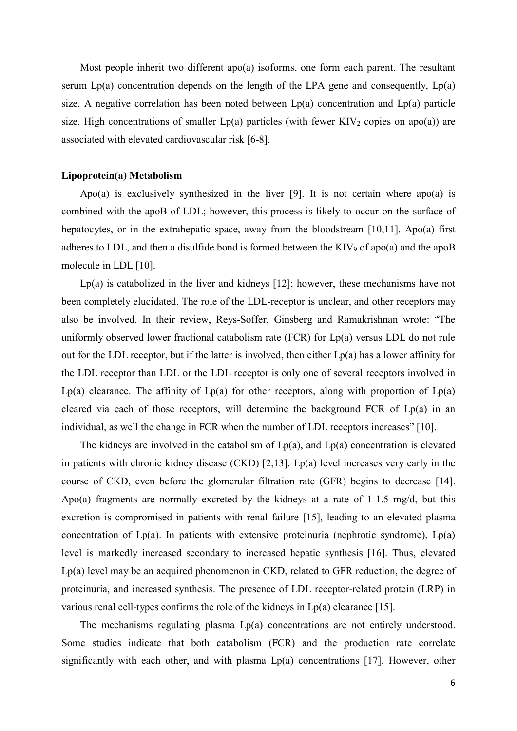Most people inherit two different apo(a) isoforms, one form each parent. The resultant serum Lp(a) concentration depends on the length of the LPA gene and consequently, Lp(a) size. A negative correlation has been noted between Lp(a) concentration and Lp(a) particle size. High concentrations of smaller Lp(a) particles (with fewer $KIV_2$ copies on apo(a)) are associated with elevated cardiovascular risk [6-8].

**Lipoprotein(a) Metabolism**

Apo(a) is exclusively synthesized in the liver [9]. It is not certain where apo(a) is combined with the apoB of LDL; however, this process is likely to occur on the surface of hepatocytes, or in the extrahepatic space, away from the bloodstream [10,11]. Apo(a) first adheres to LDL, and then a disulfide bond is formed between the $KIV_9$ of apo(a) and the apoB molecule in LDL [10].

Lp(a) is catabolized in the liver and kidneys [12]; however, these mechanisms have not been completely elucidated. The role of the LDL-receptor is unclear, and other receptors may also be involved. In their review, Reys-Soffer, Ginsberg and Ramakrishnan wrote: "The uniformly observed lower fractional catabolism rate (FCR) for Lp(a) versus LDL do not rule out for the LDL receptor, but if the latter is involved, then either Lp(a) has a lower affinity for the LDL receptor than LDL or the LDL receptor is only one of several receptors involved in Lp(a) clearance. The affinity of Lp(a) for other receptors, along with proportion of Lp(a) cleared via each of those receptors, will determine the background FCR of Lp(a) in an individual, as well the change in FCR when the number of LDL receptors increases" [10].

The kidneys are involved in the catabolism of Lp(a), and Lp(a) concentration is elevated in patients with chronic kidney disease (CKD) [2,13]. Lp(a) level increases very early in the course of CKD, even before the glomerular filtration rate (GFR) begins to decrease [14]. Apo(a) fragments are normally excreted by the kidneys at a rate of 1-1.5 mg/d, but this excretion is compromised in patients with renal failure [15], leading to an elevated plasma concentration of Lp(a). In patients with extensive proteinuria (nephrotic syndrome), Lp(a) level is markedly increased secondary to increased hepatic synthesis [16]. Thus, elevated Lp(a) level may be an acquired phenomenon in CKD, related to GFR reduction, the degree of proteinuria, and increased synthesis. The presence of LDL receptor-related protein (LRP) in various renal cell-types confirms the role of the kidneys in Lp(a) clearance [15].

The mechanisms regulating plasma Lp(a) concentrations are not entirely understood. Some studies indicate that both catabolism (FCR) and the production rate correlate significantly with each other, and with plasma Lp(a) concentrations [17]. However, other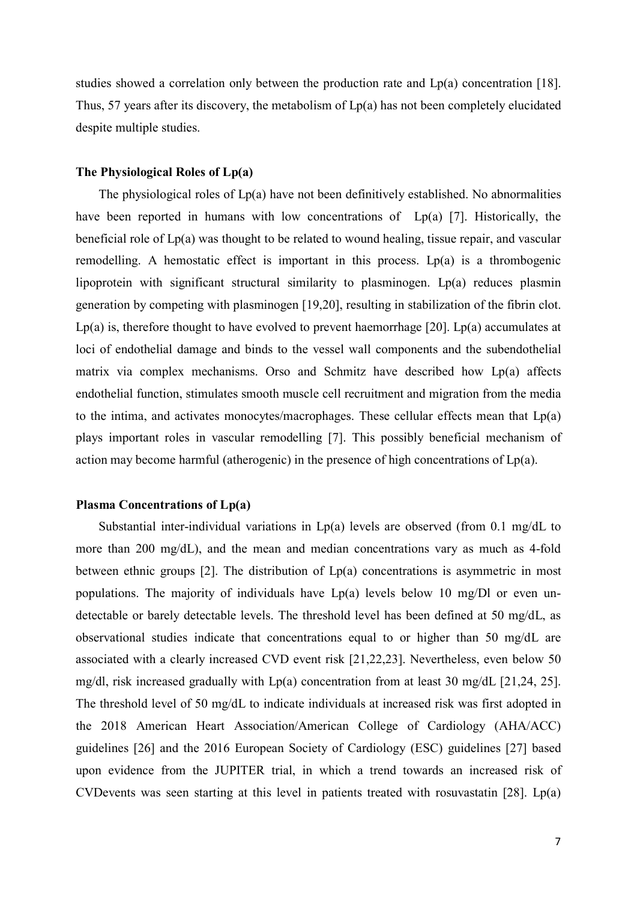studies showed a correlation only between the production rate and Lp(a) concentration [18]. Thus, 57 years after its discovery, the metabolism of Lp(a) has not been completely elucidated despite multiple studies.

### The Physiological Roles of Lp(a)

The physiological roles of Lp(a) have not been definitively established. No abnormalities have been reported in humans with low concentrations of Lp(a) [7]. Historically, the beneficial role of Lp(a) was thought to be related to wound healing, tissue repair, and vascular remodelling. A hemostatic effect is important in this process. Lp(a) is a thrombogenic lipoprotein with significant structural similarity to plasminogen. Lp(a) reduces plasmin generation by competing with plasminogen [19,20], resulting in stabilization of the fibrin clot. Lp(a) is, therefore thought to have evolved to prevent haemorrhage [20]. Lp(a) accumulates at loci of endothelial damage and binds to the vessel wall components and the subendothelial matrix via complex mechanisms. Orso and Schmitz have described how Lp(a) affects endothelial function, stimulates smooth muscle cell recruitment and migration from the media to the intima, and activates monocytes/macrophages. These cellular effects mean that Lp(a) plays important roles in vascular remodelling [7]. This possibly beneficial mechanism of action may become harmful (atherogenic) in the presence of high concentrations of Lp(a).

### Plasma Concentrations of Lp(a)

Substantial inter-individual variations in Lp(a) levels are observed (from 0.1 mg/dL to more than 200 mg/dL), and the mean and median concentrations vary as much as 4-fold between ethnic groups [2]. The distribution of Lp(a) concentrations is asymmetric in most populations. The majority of individuals have Lp(a) levels below 10 mg/Dl or even un-detectable or barely detectable levels. The threshold level has been defined at 50 mg/dL, as observational studies indicate that concentrations equal to or higher than 50 mg/dL are associated with a clearly increased CVD event risk [21,22,23]. Nevertheless, even below 50 mg/dl, risk increased gradually with Lp(a) concentration from at least 30 mg/dL [21,24, 25]. The threshold level of 50 mg/dL to indicate individuals at increased risk was first adopted in the 2018 American Heart Association/American College of Cardiology (AHA/ACC) guidelines [26] and the 2016 European Society of Cardiology (ESC) guidelines [27] based upon evidence from the JUPITER trial, in which a trend towards an increased risk of CVDevents was seen starting at this level in patients treated with rosuvastatin [28]. Lp(a)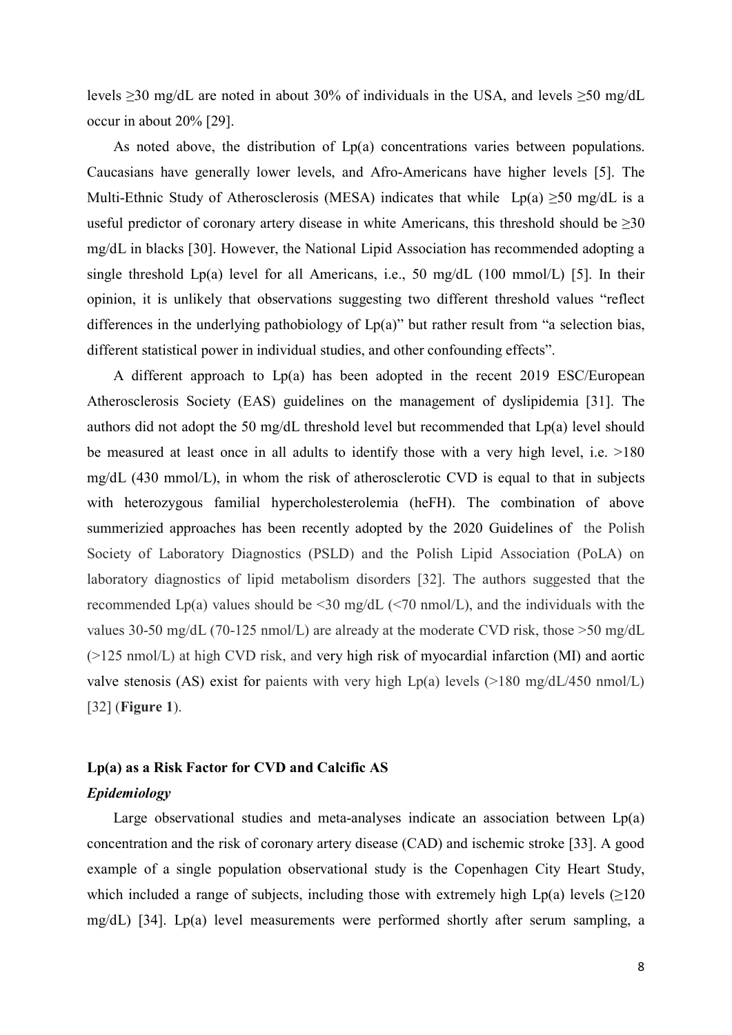levels ≥30 mg/dL are noted in about 30% of individuals in the USA, and levels ≥50 mg/dL occur in about 20% [29].

As noted above, the distribution of Lp(a) concentrations varies between populations. Caucasians have generally lower levels, and Afro-Americans have higher levels [5]. The Multi-Ethnic Study of Atherosclerosis (MESA) indicates that while Lp(a) ≥50 mg/dL is a useful predictor of coronary artery disease in white Americans, this threshold should be ≥30 mg/dL in blacks [30]. However, the National Lipid Association has recommended adopting a single threshold Lp(a) level for all Americans, i.e., 50 mg/dL (100 mmol/L) [5]. In their opinion, it is unlikely that observations suggesting two different threshold values "reflect differences in the underlying pathobiology of Lp(a)" but rather result from "a selection bias, different statistical power in individual studies, and other confounding effects".

A different approach to Lp(a) has been adopted in the recent 2019 ESC/European Atherosclerosis Society (EAS) guidelines on the management of dyslipidemia [31]. The authors did not adopt the 50 mg/dL threshold level but recommended that Lp(a) level should be measured at least once in all adults to identify those with a very high level, i.e. >180 mg/dL (430 mmol/L), in whom the risk of atherosclerotic CVD is equal to that in subjects with heterozygous familial hypercholesterolemia (heFH). The combination of above summerizied approaches has been recently adopted by the 2020 Guidelines of the Polish Society of Laboratory Diagnostics (PSLD) and the Polish Lipid Association (PoLA) on laboratory diagnostics of lipid metabolism disorders [32]. The authors suggested that the recommended Lp(a) values should be <30 mg/dL (<70 nmol/L), and the individuals with the values 30-50 mg/dL (70-125 nmol/L) are already at the moderate CVD risk, those >50 mg/dL (>125 nmol/L) at high CVD risk, and very high risk of myocardial infarction (MI) and aortic valve stenosis (AS) exist for paients with very high Lp(a) levels (>180 mg/dL/450 nmol/L) [32] (**Figure 1**).

## Lp(a) as a Risk Factor for CVD and Calcific AS

### *Epidemiology*

Large observational studies and meta-analyses indicate an association between Lp(a) concentration and the risk of coronary artery disease (CAD) and ischemic stroke [33]. A good example of a single population observational study is the Copenhagen City Heart Study, which included a range of subjects, including those with extremely high Lp(a) levels (≥120 mg/dL) [34]. Lp(a) level measurements were performed shortly after serum sampling, a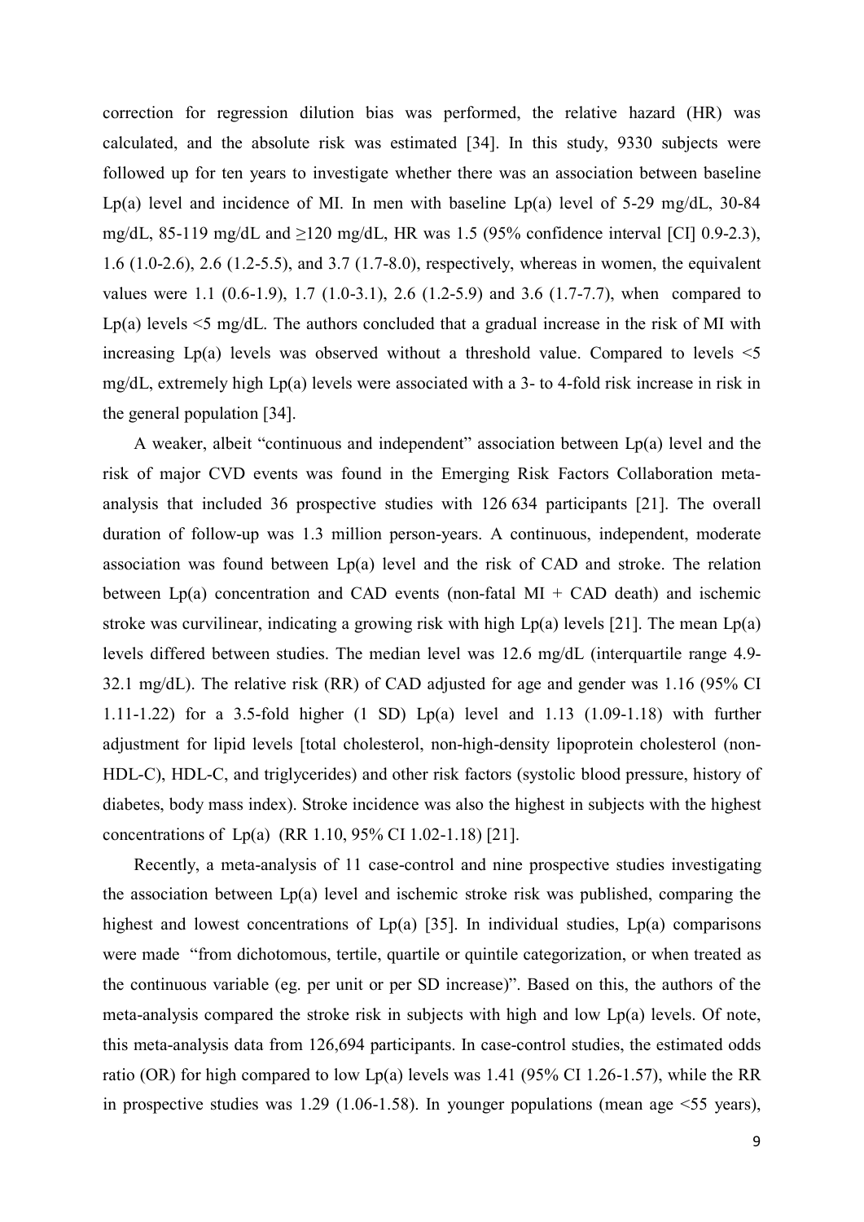correction for regression dilution bias was performed, the relative hazard (HR) was calculated, and the absolute risk was estimated [34]. In this study, 9330 subjects were followed up for ten years to investigate whether there was an association between baseline Lp(a) level and incidence of MI. In men with baseline Lp(a) level of 5-29 mg/dL, 30-84 mg/dL, 85-119 mg/dL and ≥120 mg/dL, HR was 1.5 (95% confidence interval [CI] 0.9-2.3), 1.6 (1.0-2.6), 2.6 (1.2-5.5), and 3.7 (1.7-8.0), respectively, whereas in women, the equivalent values were 1.1 (0.6-1.9), 1.7 (1.0-3.1), 2.6 (1.2-5.9) and 3.6 (1.7-7.7), when compared to Lp(a) levels <5 mg/dL. The authors concluded that a gradual increase in the risk of MI with increasing Lp(a) levels was observed without a threshold value. Compared to levels <5 mg/dL, extremely high Lp(a) levels were associated with a 3- to 4-fold risk increase in risk in the general population [34].

A weaker, albeit "continuous and independent" association between Lp(a) level and the risk of major CVD events was found in the Emerging Risk Factors Collaboration meta-analysis that included 36 prospective studies with 126 634 participants [21]. The overall duration of follow-up was 1.3 million person-years. A continuous, independent, moderate association was found between Lp(a) level and the risk of CAD and stroke. The relation between Lp(a) concentration and CAD events (non-fatal MI + CAD death) and ischemic stroke was curvilinear, indicating a growing risk with high Lp(a) levels [21]. The mean Lp(a) levels differed between studies. The median level was 12.6 mg/dL (interquartile range 4.9-32.1 mg/dL). The relative risk (RR) of CAD adjusted for age and gender was 1.16 (95% CI 1.11-1.22) for a 3.5-fold higher (1 SD) Lp(a) level and 1.13 (1.09-1.18) with further adjustment for lipid levels [total cholesterol, non-high-density lipoprotein cholesterol (non-HDL-C), HDL-C, and triglycerides) and other risk factors (systolic blood pressure, history of diabetes, body mass index). Stroke incidence was also the highest in subjects with the highest concentrations of Lp(a) (RR 1.10, 95% CI 1.02-1.18) [21].

Recently, a meta-analysis of 11 case-control and nine prospective studies investigating the association between Lp(a) level and ischemic stroke risk was published, comparing the highest and lowest concentrations of Lp(a) [35]. In individual studies, Lp(a) comparisons were made "from dichotomous, tertile, quartile or quintile categorization, or when treated as the continuous variable (eg. per unit or per SD increase)". Based on this, the authors of the meta-analysis compared the stroke risk in subjects with high and low Lp(a) levels. Of note, this meta-analysis data from 126,694 participants. In case-control studies, the estimated odds ratio (OR) for high compared to low Lp(a) levels was 1.41 (95% CI 1.26-1.57), while the RR in prospective studies was 1.29 (1.06-1.58). In younger populations (mean age <55 years),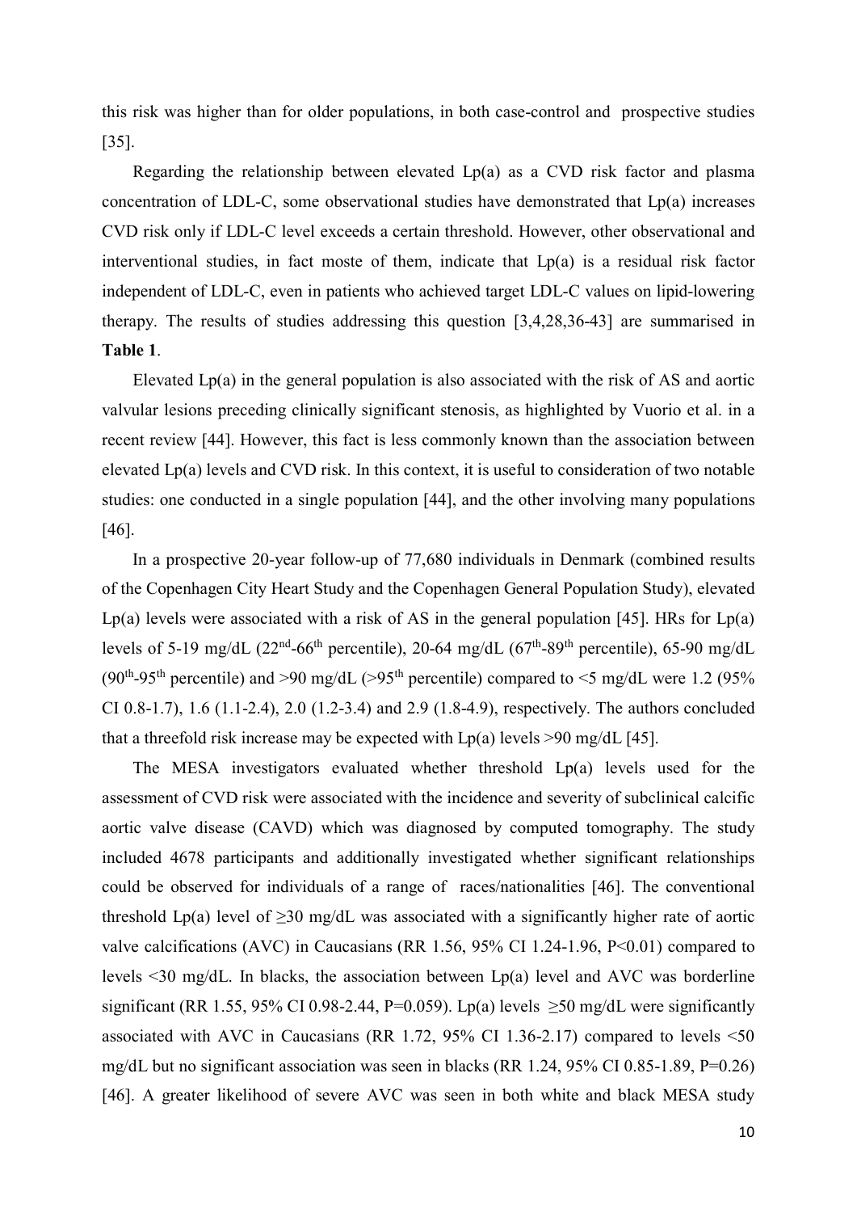this risk was higher than for older populations, in both case-control and prospective studies [35].

Regarding the relationship between elevated Lp(a) as a CVD risk factor and plasma concentration of LDL-C, some observational studies have demonstrated that Lp(a) increases CVD risk only if LDL-C level exceeds a certain threshold. However, other observational and interventional studies, in fact moste of them, indicate that Lp(a) is a residual risk factor independent of LDL-C, even in patients who achieved target LDL-C values on lipid-lowering therapy. The results of studies addressing this question [3,4,28,36-43] are summarised in **Table 1**.

Elevated Lp(a) in the general population is also associated with the risk of AS and aortic valvular lesions preceding clinically significant stenosis, as highlighted by Vuorio et al. in a recent review [44]. However, this fact is less commonly known than the association between elevated Lp(a) levels and CVD risk. In this context, it is useful to consideration of two notable studies: one conducted in a single population [44], and the other involving many populations [46].

In a prospective 20-year follow-up of 77,680 individuals in Denmark (combined results of the Copenhagen City Heart Study and the Copenhagen General Population Study), elevated Lp(a) levels were associated with a risk of AS in the general population [45]. HRs for Lp(a) levels of 5-19 mg/dL ($22^{nd}$-$66^{th}$ percentile), 20-64 mg/dL ($67^{th}$-$89^{th}$ percentile), 65-90 mg/dL ($90^{th}$-$95^{th}$ percentile) and >90 mg/dL (>$95^{th}$ percentile) compared to <5 mg/dL were 1.2 (95% CI 0.8-1.7), 1.6 (1.1-2.4), 2.0 (1.2-3.4) and 2.9 (1.8-4.9), respectively. The authors concluded that a threefold risk increase may be expected with Lp(a) levels >90 mg/dL [45].

The MESA investigators evaluated whether threshold Lp(a) levels used for the assessment of CVD risk were associated with the incidence and severity of subclinical calcific aortic valve disease (CAVD) which was diagnosed by computed tomography. The study included 4678 participants and additionally investigated whether significant relationships could be observed for individuals of a range of races/nationalities [46]. The conventional threshold Lp(a) level of ≥30 mg/dL was associated with a significantly higher rate of aortic valve calcifications (AVC) in Caucasians (RR 1.56, 95% CI 1.24-1.96, $P<0.01$) compared to levels <30 mg/dL. In blacks, the association between Lp(a) level and AVC was borderline significant (RR 1.55, 95% CI 0.98-2.44, $P=0.059$). Lp(a) levels ≥50 mg/dL were significantly associated with AVC in Caucasians (RR 1.72, 95% CI 1.36-2.17) compared to levels <50 mg/dL but no significant association was seen in blacks (RR 1.24, 95% CI 0.85-1.89, $P=0.26$) [46]. A greater likelihood of severe AVC was seen in both white and black MESA study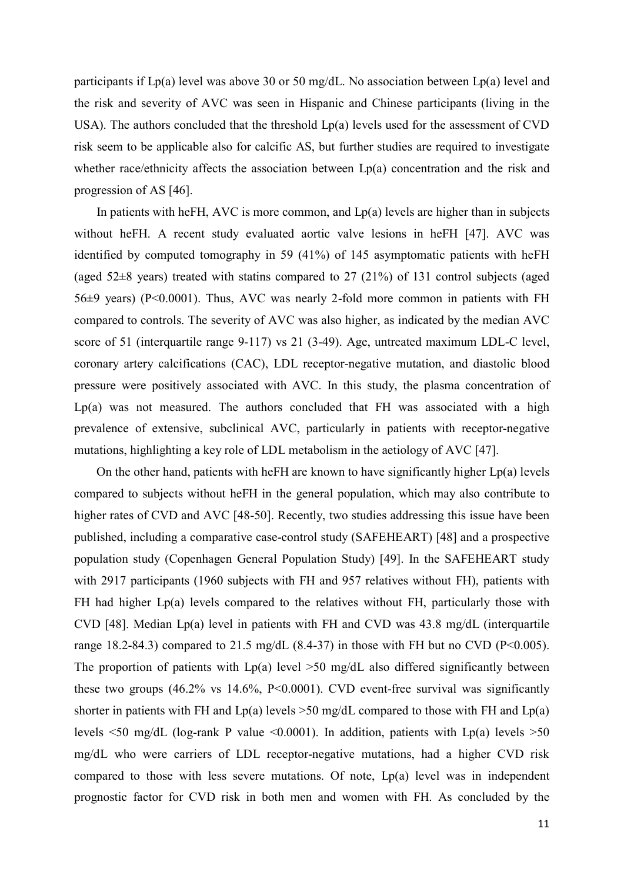participants if Lp(a) level was above 30 or 50 mg/dL. No association between Lp(a) level and the risk and severity of AVC was seen in Hispanic and Chinese participants (living in the USA). The authors concluded that the threshold Lp(a) levels used for the assessment of CVD risk seem to be applicable also for calcific AS, but further studies are required to investigate whether race/ethnicity affects the association between Lp(a) concentration and the risk and progression of AS [46].

In patients with heFH, AVC is more common, and Lp(a) levels are higher than in subjects without heFH. A recent study evaluated aortic valve lesions in heFH [47]. AVC was identified by computed tomography in 59 (41%) of 145 asymptomatic patients with heFH (aged 52±8 years) treated with statins compared to 27 (21%) of 131 control subjects (aged 56±9 years) ($P<0.0001$). Thus, AVC was nearly 2-fold more common in patients with FH compared to controls. The severity of AVC was also higher, as indicated by the median AVC score of 51 (interquartile range 9-117) vs 21 (3-49). Age, untreated maximum LDL-C level, coronary artery calcifications (CAC), LDL receptor-negative mutation, and diastolic blood pressure were positively associated with AVC. In this study, the plasma concentration of Lp(a) was not measured. The authors concluded that FH was associated with a high prevalence of extensive, subclinical AVC, particularly in patients with receptor-negative mutations, highlighting a key role of LDL metabolism in the aetiology of AVC [47].

On the other hand, patients with heFH are known to have significantly higher Lp(a) levels compared to subjects without heFH in the general population, which may also contribute to higher rates of CVD and AVC [48-50]. Recently, two studies addressing this issue have been published, including a comparative case-control study (SAFEHEART) [48] and a prospective population study (Copenhagen General Population Study) [49]. In the SAFEHEART study with 2917 participants (1960 subjects with FH and 957 relatives without FH), patients with FH had higher Lp(a) levels compared to the relatives without FH, particularly those with CVD [48]. Median Lp(a) level in patients with FH and CVD was 43.8 mg/dL (interquartile range 18.2-84.3) compared to 21.5 mg/dL (8.4-37) in those with FH but no CVD ($P<0.005$). The proportion of patients with Lp(a) level >50 mg/dL also differed significantly between these two groups (46.2% vs 14.6%, $P<0.0001$). CVD event-free survival was significantly shorter in patients with FH and Lp(a) levels >50 mg/dL compared to those with FH and Lp(a) levels <50 mg/dL (log-rank P value <0.0001). In addition, patients with Lp(a) levels >50 mg/dL who were carriers of LDL receptor-negative mutations, had a higher CVD risk compared to those with less severe mutations. Of note, Lp(a) level was in independent prognostic factor for CVD risk in both men and women with FH. As concluded by the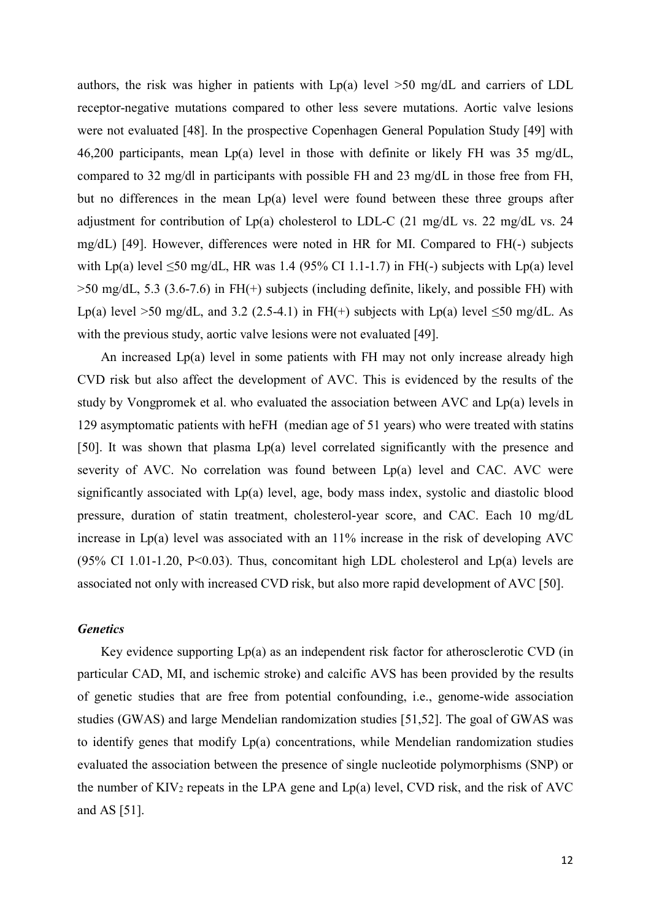authors, the risk was higher in patients with Lp(a) level >50 mg/dL and carriers of LDL receptor-negative mutations compared to other less severe mutations. Aortic valve lesions were not evaluated [48]. In the prospective Copenhagen General Population Study [49] with 46,200 participants, mean Lp(a) level in those with definite or likely FH was 35 mg/dL, compared to 32 mg/dl in participants with possible FH and 23 mg/dL in those free from FH, but no differences in the mean Lp(a) level were found between these three groups after adjustment for contribution of Lp(a) cholesterol to LDL-C (21 mg/dL vs. 22 mg/dL vs. 24 mg/dL) [49]. However, differences were noted in HR for MI. Compared to FH(-) subjects with Lp(a) level ≤50 mg/dL, HR was 1.4 (95% CI 1.1-1.7) in FH(-) subjects with Lp(a) level >50 mg/dL, 5.3 (3.6-7.6) in FH(+) subjects (including definite, likely, and possible FH) with Lp(a) level >50 mg/dL, and 3.2 (2.5-4.1) in FH(+) subjects with Lp(a) level ≤50 mg/dL. As with the previous study, aortic valve lesions were not evaluated [49].

An increased Lp(a) level in some patients with FH may not only increase already high CVD risk but also affect the development of AVC. This is evidenced by the results of the study by Vongpromek et al. who evaluated the association between AVC and Lp(a) levels in 129 asymptomatic patients with heFH (median age of 51 years) who were treated with statins [50]. It was shown that plasma Lp(a) level correlated significantly with the presence and severity of AVC. No correlation was found between Lp(a) level and CAC. AVC were significantly associated with Lp(a) level, age, body mass index, systolic and diastolic blood pressure, duration of statin treatment, cholesterol-year score, and CAC. Each 10 mg/dL increase in Lp(a) level was associated with an 11% increase in the risk of developing AVC (95% CI 1.01-1.20, P<0.03). Thus, concomitant high LDL cholesterol and Lp(a) levels are associated not only with increased CVD risk, but also more rapid development of AVC [50].

### *Genetics*

Key evidence supporting Lp(a) as an independent risk factor for atherosclerotic CVD (in particular CAD, MI, and ischemic stroke) and calcific AVS has been provided by the results of genetic studies that are free from potential confounding, i.e., genome-wide association studies (GWAS) and large Mendelian randomization studies [51,52]. The goal of GWAS was to identify genes that modify Lp(a) concentrations, while Mendelian randomization studies evaluated the association between the presence of single nucleotide polymorphisms (SNP) or the number of $KIV_2$ repeats in the LPA gene and Lp(a) level, CVD risk, and the risk of AVC and AS [51].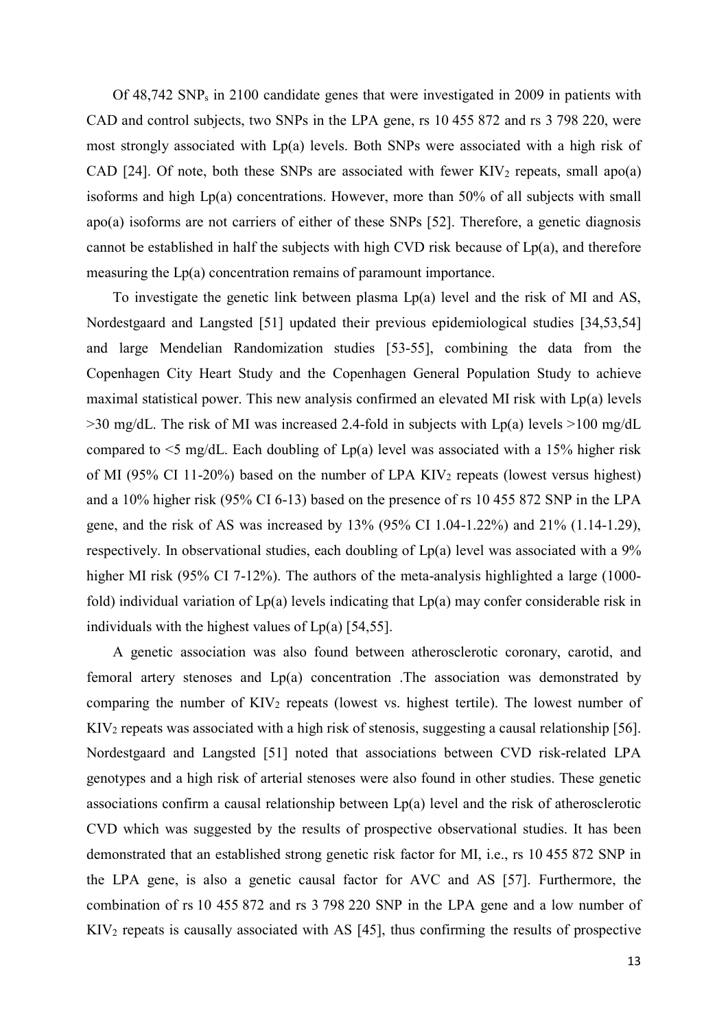Of 48,742 $SNP_s$ in 2100 candidate genes that were investigated in 2009 in patients with CAD and control subjects, two SNPs in the LPA gene, rs 10 455 872 and rs 3 798 220, were most strongly associated with Lp(a) levels. Both SNPs were associated with a high risk of CAD [24]. Of note, both these SNPs are associated with fewer $KIV_2$ repeats, small apo(a) isoforms and high Lp(a) concentrations. However, more than 50% of all subjects with small apo(a) isoforms are not carriers of either of these SNPs [52]. Therefore, a genetic diagnosis cannot be established in half the subjects with high CVD risk because of Lp(a), and therefore measuring the Lp(a) concentration remains of paramount importance.

To investigate the genetic link between plasma Lp(a) level and the risk of MI and AS, Nordestgaard and Langsted [51] updated their previous epidemiological studies [34,53,54] and large Mendelian Randomization studies [53-55], combining the data from the Copenhagen City Heart Study and the Copenhagen General Population Study to achieve maximal statistical power. This new analysis confirmed an elevated MI risk with Lp(a) levels >30 mg/dL. The risk of MI was increased 2.4-fold in subjects with Lp(a) levels >100 mg/dL compared to <5 mg/dL. Each doubling of Lp(a) level was associated with a 15% higher risk of MI (95% CI 11-20%) based on the number of LPA $KIV_2$ repeats (lowest versus highest) and a 10% higher risk (95% CI 6-13) based on the presence of rs 10 455 872 SNP in the LPA gene, and the risk of AS was increased by 13% (95% CI 1.04-1.22%) and 21% (1.14-1.29), respectively. In observational studies, each doubling of Lp(a) level was associated with a 9% higher MI risk (95% CI 7-12%). The authors of the meta-analysis highlighted a large (1000-fold) individual variation of Lp(a) levels indicating that Lp(a) may confer considerable risk in individuals with the highest values of Lp(a) [54,55].

A genetic association was also found between atherosclerotic coronary, carotid, and femoral artery stenoses and Lp(a) concentration .The association was demonstrated by comparing the number of $KIV_2$ repeats (lowest vs. highest tertile). The lowest number of $KIV_2$ repeats was associated with a high risk of stenosis, suggesting a causal relationship [56]. Nordestgaard and Langsted [51] noted that associations between CVD risk-related LPA genotypes and a high risk of arterial stenoses were also found in other studies. These genetic associations confirm a causal relationship between Lp(a) level and the risk of atherosclerotic CVD which was suggested by the results of prospective observational studies. It has been demonstrated that an established strong genetic risk factor for MI, i.e., rs 10 455 872 SNP in the LPA gene, is also a genetic causal factor for AVC and AS [57]. Furthermore, the combination of rs 10 455 872 and rs 3 798 220 SNP in the LPA gene and a low number of $KIV_2$ repeats is causally associated with AS [45], thus confirming the results of prospective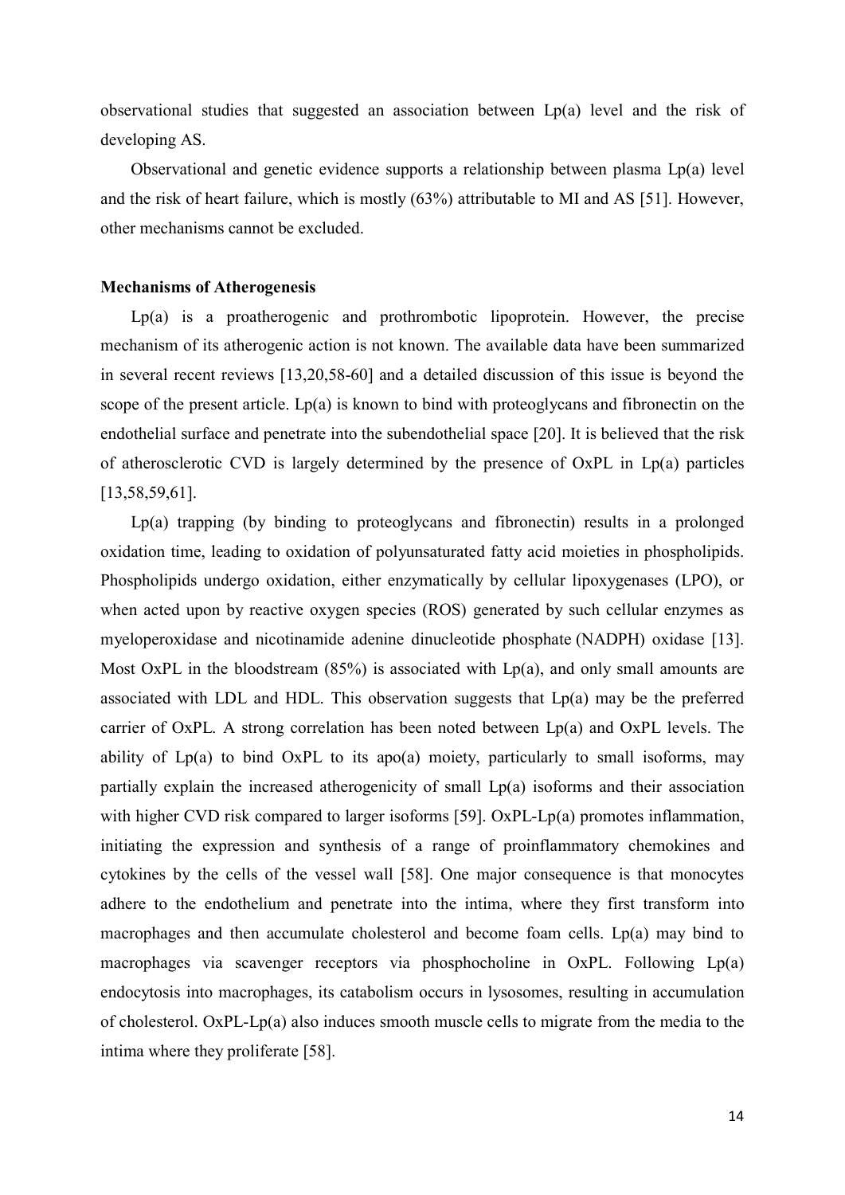observational studies that suggested an association between Lp(a) level and the risk of developing AS.

Observational and genetic evidence supports a relationship between plasma Lp(a) level and the risk of heart failure, which is mostly (63%) attributable to MI and AS [51]. However, other mechanisms cannot be excluded.

**Mechanisms of Atherogenesis**

Lp(a) is a proatherogenic and prothrombotic lipoprotein. However, the precise mechanism of its atherogenic action is not known. The available data have been summarized in several recent reviews [13,20,58-60] and a detailed discussion of this issue is beyond the scope of the present article. Lp(a) is known to bind with proteoglycans and fibronectin on the endothelial surface and penetrate into the subendothelial space [20]. It is believed that the risk of atherosclerotic CVD is largely determined by the presence of OxPL in Lp(a) particles [13,58,59,61].

Lp(a) trapping (by binding to proteoglycans and fibronectin) results in a prolonged oxidation time, leading to oxidation of polyunsaturated fatty acid moieties in phospholipids. Phospholipids undergo oxidation, either enzymatically by cellular lipoxygenases (LPO), or when acted upon by reactive oxygen species (ROS) generated by such cellular enzymes as myeloperoxidase and nicotinamide adenine dinucleotide phosphate (NADPH) oxidase [13]. Most OxPL in the bloodstream (85%) is associated with Lp(a), and only small amounts are associated with LDL and HDL. This observation suggests that Lp(a) may be the preferred carrier of OxPL. A strong correlation has been noted between Lp(a) and OxPL levels. The ability of Lp(a) to bind OxPL to its apo(a) moiety, particularly to small isoforms, may partially explain the increased atherogenicity of small Lp(a) isoforms and their association with higher CVD risk compared to larger isoforms [59]. OxPL-Lp(a) promotes inflammation, initiating the expression and synthesis of a range of proinflammatory chemokines and cytokines by the cells of the vessel wall [58]. One major consequence is that monocytes adhere to the endothelium and penetrate into the intima, where they first transform into macrophages and then accumulate cholesterol and become foam cells. Lp(a) may bind to macrophages via scavenger receptors via phosphocholine in OxPL. Following Lp(a) endocytosis into macrophages, its catabolism occurs in lysosomes, resulting in accumulation of cholesterol. OxPL-Lp(a) also induces smooth muscle cells to migrate from the media to the intima where they proliferate [58].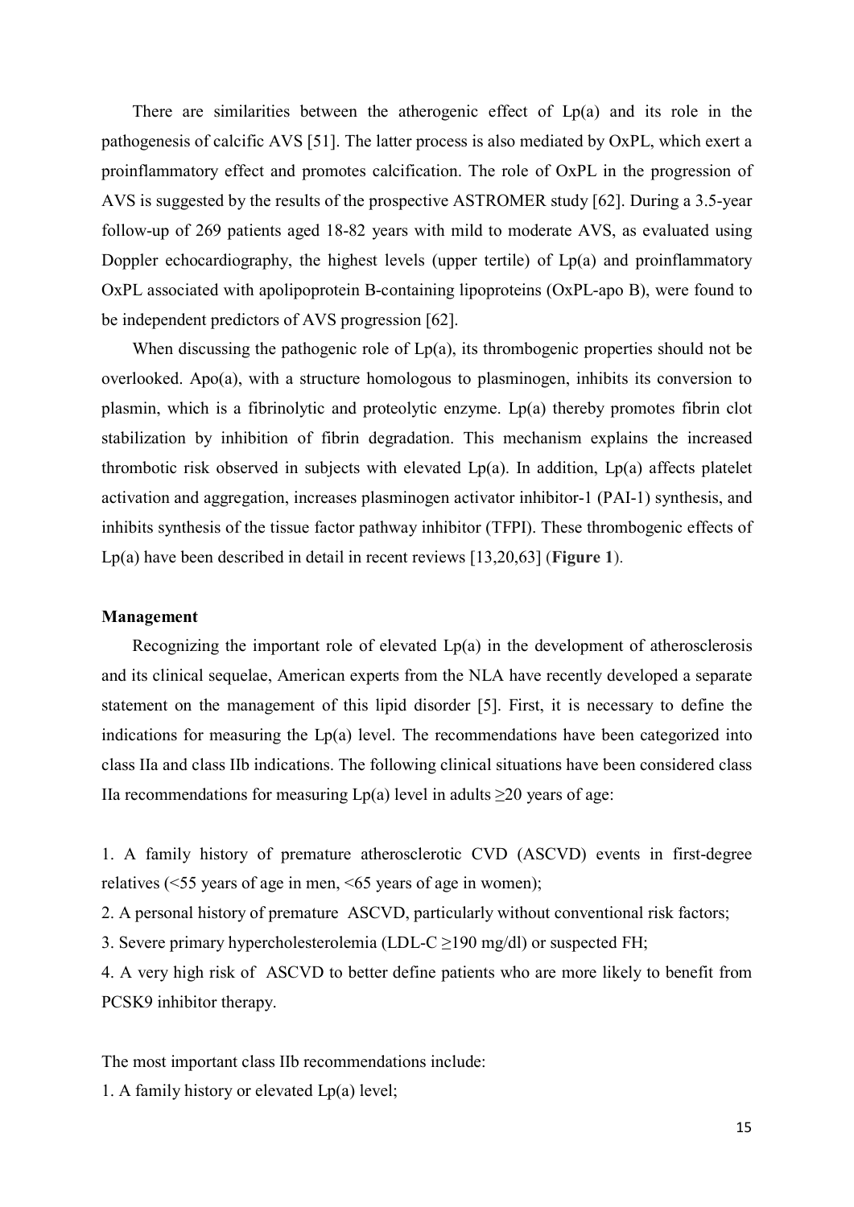There are similarities between the atherogenic effect of Lp(a) and its role in the pathogenesis of calcific AVS [51]. The latter process is also mediated by OxPL, which exert a proinflammatory effect and promotes calcification. The role of OxPL in the progression of AVS is suggested by the results of the prospective ASTROMER study [62]. During a 3.5-year follow-up of 269 patients aged 18-82 years with mild to moderate AVS, as evaluated using Doppler echocardiography, the highest levels (upper tertile) of Lp(a) and proinflammatory OxPL associated with apolipoprotein B-containing lipoproteins (OxPL-apo B), were found to be independent predictors of AVS progression [62].

When discussing the pathogenic role of Lp(a), its thrombogenic properties should not be overlooked. Apo(a), with a structure homologous to plasminogen, inhibits its conversion to plasmin, which is a fibrinolytic and proteolytic enzyme. Lp(a) thereby promotes fibrin clot stabilization by inhibition of fibrin degradation. This mechanism explains the increased thrombotic risk observed in subjects with elevated Lp(a). In addition, Lp(a) affects platelet activation and aggregation, increases plasminogen activator inhibitor-1 (PAI-1) synthesis, and inhibits synthesis of the tissue factor pathway inhibitor (TFPI). These thrombogenic effects of Lp(a) have been described in detail in recent reviews [13,20,63] (**Figure 1**).

**Management**

Recognizing the important role of elevated Lp(a) in the development of atherosclerosis and its clinical sequelae, American experts from the NLA have recently developed a separate statement on the management of this lipid disorder [5]. First, it is necessary to define the indications for measuring the Lp(a) level. The recommendations have been categorized into class IIa and class IIb indications. The following clinical situations have been considered class IIa recommendations for measuring Lp(a) level in adults ≥20 years of age:

1. A family history of premature atherosclerotic CVD (ASCVD) events in first-degree relatives (<55 years of age in men, <65 years of age in women);
2. A personal history of premature ASCVD, particularly without conventional risk factors;
3. Severe primary hypercholesterolemia (LDL-C ≥190 mg/dl) or suspected FH;
4. A very high risk of ASCVD to better define patients who are more likely to benefit from PCSK9 inhibitor therapy.

The most important class IIb recommendations include:

1. A family history or elevated Lp(a) level;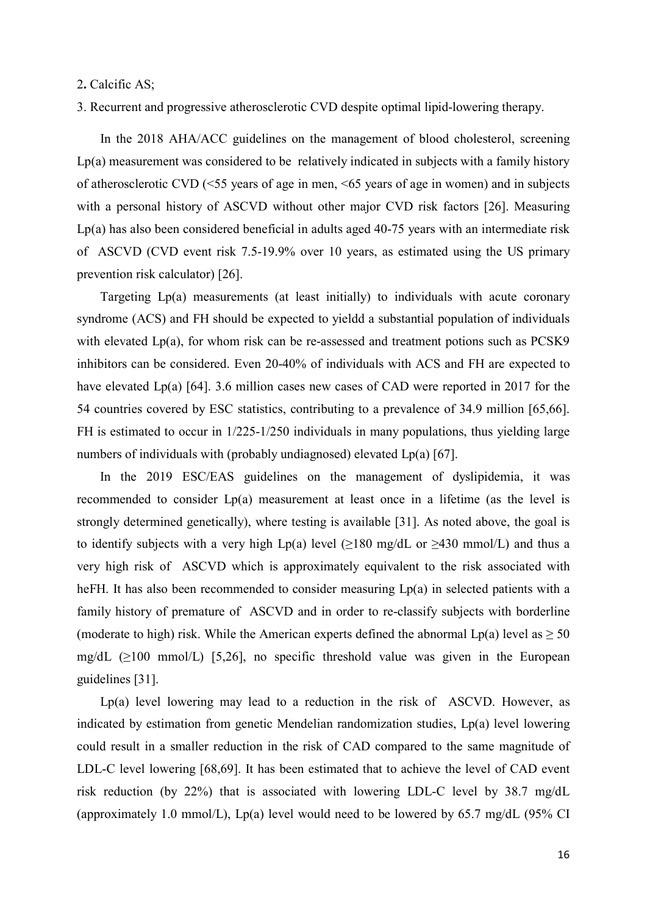2. Calcific AS;

3. Recurrent and progressive atherosclerotic CVD despite optimal lipid-lowering therapy.

In the 2018 AHA/ACC guidelines on the management of blood cholesterol, screening Lp(a) measurement was considered to be relatively indicated in subjects with a family history of atherosclerotic CVD (<55 years of age in men, <65 years of age in women) and in subjects with a personal history of ASCVD without other major CVD risk factors [26]. Measuring Lp(a) has also been considered beneficial in adults aged 40-75 years with an intermediate risk of ASCVD (CVD event risk 7.5-19.9% over 10 years, as estimated using the US primary prevention risk calculator) [26].

Targeting Lp(a) measurements (at least initially) to individuals with acute coronary syndrome (ACS) and FH should be expected to yieldd a substantial population of individuals with elevated Lp(a), for whom risk can be re-assessed and treatment potions such as PCSK9 inhibitors can be considered. Even 20-40% of individuals with ACS and FH are expected to have elevated Lp(a) [64]. 3.6 million cases new cases of CAD were reported in 2017 for the 54 countries covered by ESC statistics, contributing to a prevalence of 34.9 million [65,66]. FH is estimated to occur in 1/225-1/250 individuals in many populations, thus yielding large numbers of individuals with (probably undiagnosed) elevated Lp(a) [67].

In the 2019 ESC/EAS guidelines on the management of dyslipidemia, it was recommended to consider Lp(a) measurement at least once in a lifetime (as the level is strongly determined genetically), where testing is available [31]. As noted above, the goal is to identify subjects with a very high Lp(a) level (≥180 mg/dL or ≥430 mmol/L) and thus a very high risk of ASCVD which is approximately equivalent to the risk associated with heFH. It has also been recommended to consider measuring Lp(a) in selected patients with a family history of premature of ASCVD and in order to re-classify subjects with borderline (moderate to high) risk. While the American experts defined the abnormal Lp(a) level as ≥ 50 mg/dL (≥100 mmol/L) [5,26], no specific threshold value was given in the European guidelines [31].

Lp(a) level lowering may lead to a reduction in the risk of ASCVD. However, as indicated by estimation from genetic Mendelian randomization studies, Lp(a) level lowering could result in a smaller reduction in the risk of CAD compared to the same magnitude of LDL-C level lowering [68,69]. It has been estimated that to achieve the level of CAD event risk reduction (by 22%) that is associated with lowering LDL-C level by 38.7 mg/dL (approximately 1.0 mmol/L), Lp(a) level would need to be lowered by 65.7 mg/dL (95% CI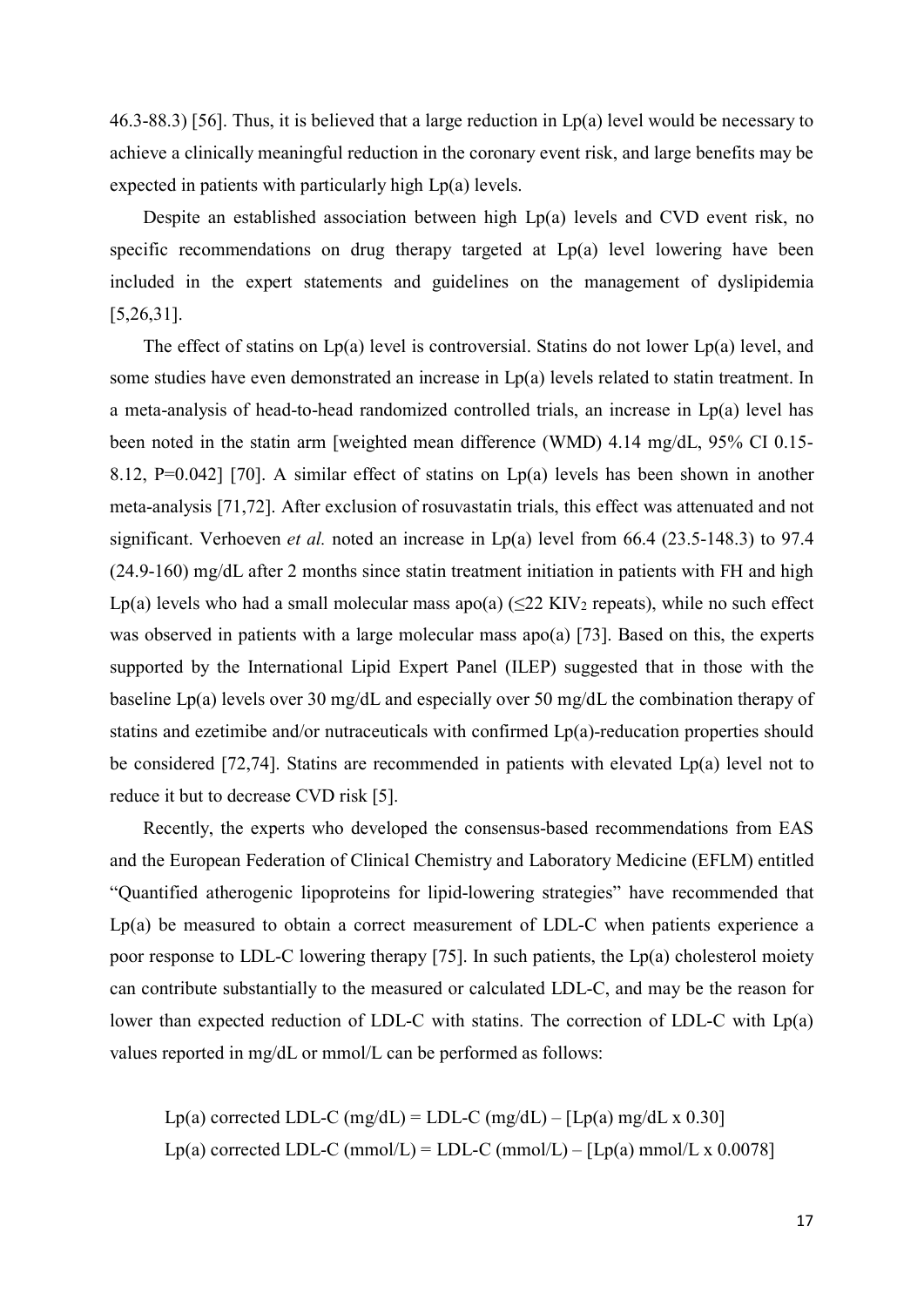46.3-88.3) [56]. Thus, it is believed that a large reduction in Lp(a) level would be necessary to achieve a clinically meaningful reduction in the coronary event risk, and large benefits may be expected in patients with particularly high Lp(a) levels.

Despite an established association between high Lp(a) levels and CVD event risk, no specific recommendations on drug therapy targeted at Lp(a) level lowering have been included in the expert statements and guidelines on the management of dyslipidemia [5,26,31].

The effect of statins on Lp(a) level is controversial. Statins do not lower Lp(a) level, and some studies have even demonstrated an increase in Lp(a) levels related to statin treatment. In a meta-analysis of head-to-head randomized controlled trials, an increase in Lp(a) level has been noted in the statin arm [weighted mean difference (WMD) 4.14 mg/dL, 95% CI 0.15-8.12, P=0.042] [70]. A similar effect of statins on Lp(a) levels has been shown in another meta-analysis [71,72]. After exclusion of rosuvastatin trials, this effect was attenuated and not significant. Verhoeven *et al.* noted an increase in Lp(a) level from 66.4 (23.5-148.3) to 97.4 (24.9-160) mg/dL after 2 months since statin treatment initiation in patients with FH and high Lp(a) levels who had a small molecular mass apo(a) ($\leq$22 $KIV_2$ repeats), while no such effect was observed in patients with a large molecular mass apo(a) [73]. Based on this, the experts supported by the International Lipid Expert Panel (ILEP) suggested that in those with the baseline Lp(a) levels over 30 mg/dL and especially over 50 mg/dL the combination therapy of statins and ezetimibe and/or nutraceuticals with confirmed Lp(a)-reducation properties should be considered [72,74]. Statins are recommended in patients with elevated Lp(a) level not to reduce it but to decrease CVD risk [5].

Recently, the experts who developed the consensus-based recommendations from EAS and the European Federation of Clinical Chemistry and Laboratory Medicine (EFLM) entitled "Quantified atherogenic lipoproteins for lipid-lowering strategies" have recommended that Lp(a) be measured to obtain a correct measurement of LDL-C when patients experience a poor response to LDL-C lowering therapy [75]. In such patients, the Lp(a) cholesterol moiety can contribute substantially to the measured or calculated LDL-C, and may be the reason for lower than expected reduction of LDL-C with statins. The correction of LDL-C with Lp(a) values reported in mg/dL or mmol/L can be performed as follows:

$$\text{Lp(a) corrected LDL-C (mg/dL)} = \text{LDL-C (mg/dL)} - [\text{Lp(a) mg/dL} \times 0.30]$$

$$\text{Lp(a) corrected LDL-C (mmol/L)} = \text{LDL-C (mmol/L)} - [\text{Lp(a) mmol/L} \times 0.0078]$$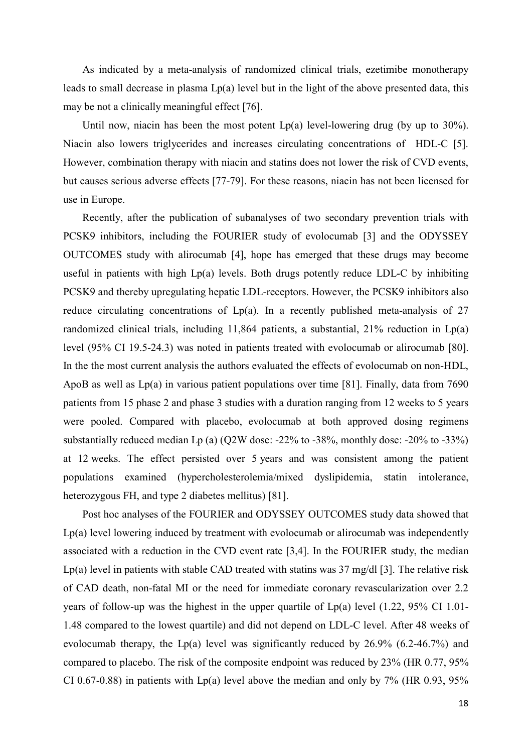As indicated by a meta-analysis of randomized clinical trials, ezetimibe monotherapy leads to small decrease in plasma Lp(a) level but in the light of the above presented data, this may be not a clinically meaningful effect [76].

Until now, niacin has been the most potent Lp(a) level-lowering drug (by up to 30%). Niacin also lowers triglycerides and increases circulating concentrations of HDL-C [5]. However, combination therapy with niacin and statins does not lower the risk of CVD events, but causes serious adverse effects [77-79]. For these reasons, niacin has not been licensed for use in Europe.

Recently, after the publication of subanalyses of two secondary prevention trials with PCSK9 inhibitors, including the FOURIER study of evolocumab [3] and the ODYSSEY OUTCOMES study with alirocumab [4], hope has emerged that these drugs may become useful in patients with high Lp(a) levels. Both drugs potently reduce LDL-C by inhibiting PCSK9 and thereby upregulating hepatic LDL-receptors. However, the PCSK9 inhibitors also reduce circulating concentrations of Lp(a). In a recently published meta-analysis of 27 randomized clinical trials, including 11,864 patients, a substantial, 21% reduction in Lp(a) level (95% CI 19.5-24.3) was noted in patients treated with evolocumab or alirocumab [80]. In the the most current analysis the authors evaluated the effects of evolocumab on non-HDL, ApoB as well as Lp(a) in various patient populations over time [81]. Finally, data from 7690 patients from 15 phase 2 and phase 3 studies with a duration ranging from 12 weeks to 5 years were pooled. Compared with placebo, evolocumab at both approved dosing regimens substantially reduced median Lp (a) (Q2W dose: -22% to -38%, monthly dose: -20% to -33%) at 12 weeks. The effect persisted over 5 years and was consistent among the patient populations examined (hypercholesterolemia/mixed dyslipidemia, statin intolerance, heterozygous FH, and type 2 diabetes mellitus) [81].

Post hoc analyses of the FOURIER and ODYSSEY OUTCOMES study data showed that Lp(a) level lowering induced by treatment with evolocumab or alirocumab was independently associated with a reduction in the CVD event rate [3,4]. In the FOURIER study, the median Lp(a) level in patients with stable CAD treated with statins was 37 mg/dl [3]. The relative risk of CAD death, non-fatal MI or the need for immediate coronary revascularization over 2.2 years of follow-up was the highest in the upper quartile of Lp(a) level (1.22, 95% CI 1.01-1.48 compared to the lowest quartile) and did not depend on LDL-C level. After 48 weeks of evolocumab therapy, the Lp(a) level was significantly reduced by 26.9% (6.2-46.7%) and compared to placebo. The risk of the composite endpoint was reduced by 23% (HR 0.77, 95% CI 0.67-0.88) in patients with Lp(a) level above the median and only by 7% (HR 0.93, 95%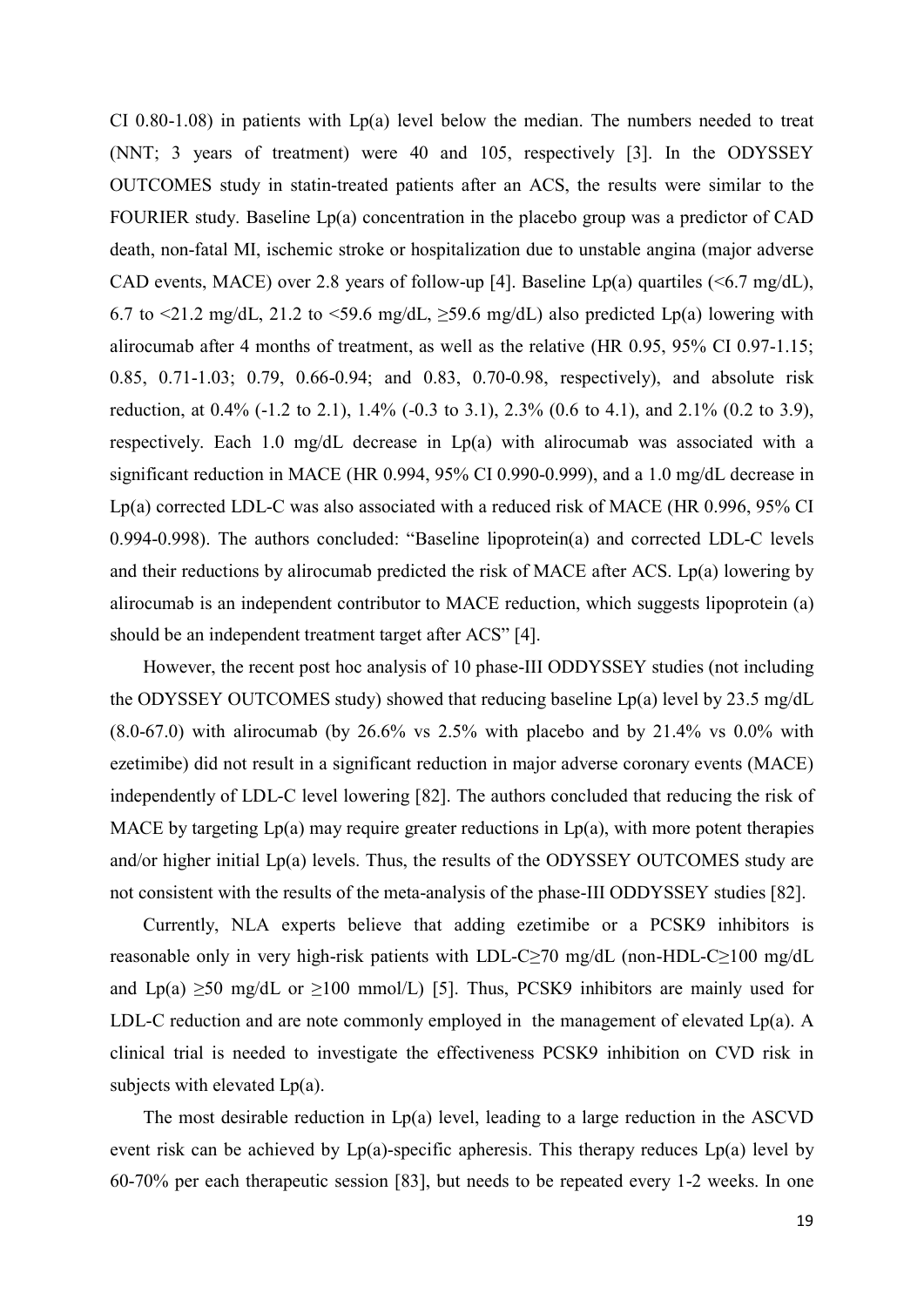CI 0.80-1.08) in patients with Lp(a) level below the median. The numbers needed to treat (NNT; 3 years of treatment) were 40 and 105, respectively [3]. In the ODYSSEY OUTCOMES study in statin-treated patients after an ACS, the results were similar to the FOURIER study. Baseline Lp(a) concentration in the placebo group was a predictor of CAD death, non-fatal MI, ischemic stroke or hospitalization due to unstable angina (major adverse CAD events, MACE) over 2.8 years of follow-up [4]. Baseline Lp(a) quartiles (<6.7 mg/dL), 6.7 to <21.2 mg/dL, 21.2 to <59.6 mg/dL, ≥59.6 mg/dL) also predicted Lp(a) lowering with alirocumab after 4 months of treatment, as well as the relative (HR 0.95, 95% CI 0.97-1.15; 0.85, 0.71-1.03; 0.79, 0.66-0.94; and 0.83, 0.70-0.98, respectively), and absolute risk reduction, at 0.4% (-1.2 to 2.1), 1.4% (-0.3 to 3.1), 2.3% (0.6 to 4.1), and 2.1% (0.2 to 3.9), respectively. Each 1.0 mg/dL decrease in Lp(a) with alirocumab was associated with a significant reduction in MACE (HR 0.994, 95% CI 0.990-0.999), and a 1.0 mg/dL decrease in Lp(a) corrected LDL-C was also associated with a reduced risk of MACE (HR 0.996, 95% CI 0.994-0.998). The authors concluded: "Baseline lipoprotein(a) and corrected LDL-C levels and their reductions by alirocumab predicted the risk of MACE after ACS. Lp(a) lowering by alirocumab is an independent contributor to MACE reduction, which suggests lipoprotein (a) should be an independent treatment target after ACS" [4].

However, the recent post hoc analysis of 10 phase-III ODDYSSEY studies (not including the ODYSSEY OUTCOMES study) showed that reducing baseline Lp(a) level by 23.5 mg/dL (8.0-67.0) with alirocumab (by 26.6% vs 2.5% with placebo and by 21.4% vs 0.0% with ezetimibe) did not result in a significant reduction in major adverse coronary events (MACE) independently of LDL-C level lowering [82]. The authors concluded that reducing the risk of MACE by targeting Lp(a) may require greater reductions in Lp(a), with more potent therapies and/or higher initial Lp(a) levels. Thus, the results of the ODYSSEY OUTCOMES study are not consistent with the results of the meta-analysis of the phase-III ODDYSSEY studies [82].

Currently, NLA experts believe that adding ezetimibe or a PCSK9 inhibitors is reasonable only in very high-risk patients with LDL-C≥70 mg/dL (non-HDL-C≥100 mg/dL and Lp(a) ≥50 mg/dL or ≥100 mmol/L) [5]. Thus, PCSK9 inhibitors are mainly used for LDL-C reduction and are note commonly employed in the management of elevated Lp(a). A clinical trial is needed to investigate the effectiveness PCSK9 inhibition on CVD risk in subjects with elevated Lp(a).

The most desirable reduction in Lp(a) level, leading to a large reduction in the ASCVD event risk can be achieved by Lp(a)-specific apheresis. This therapy reduces Lp(a) level by 60-70% per each therapeutic session [83], but needs to be repeated every 1-2 weeks. In one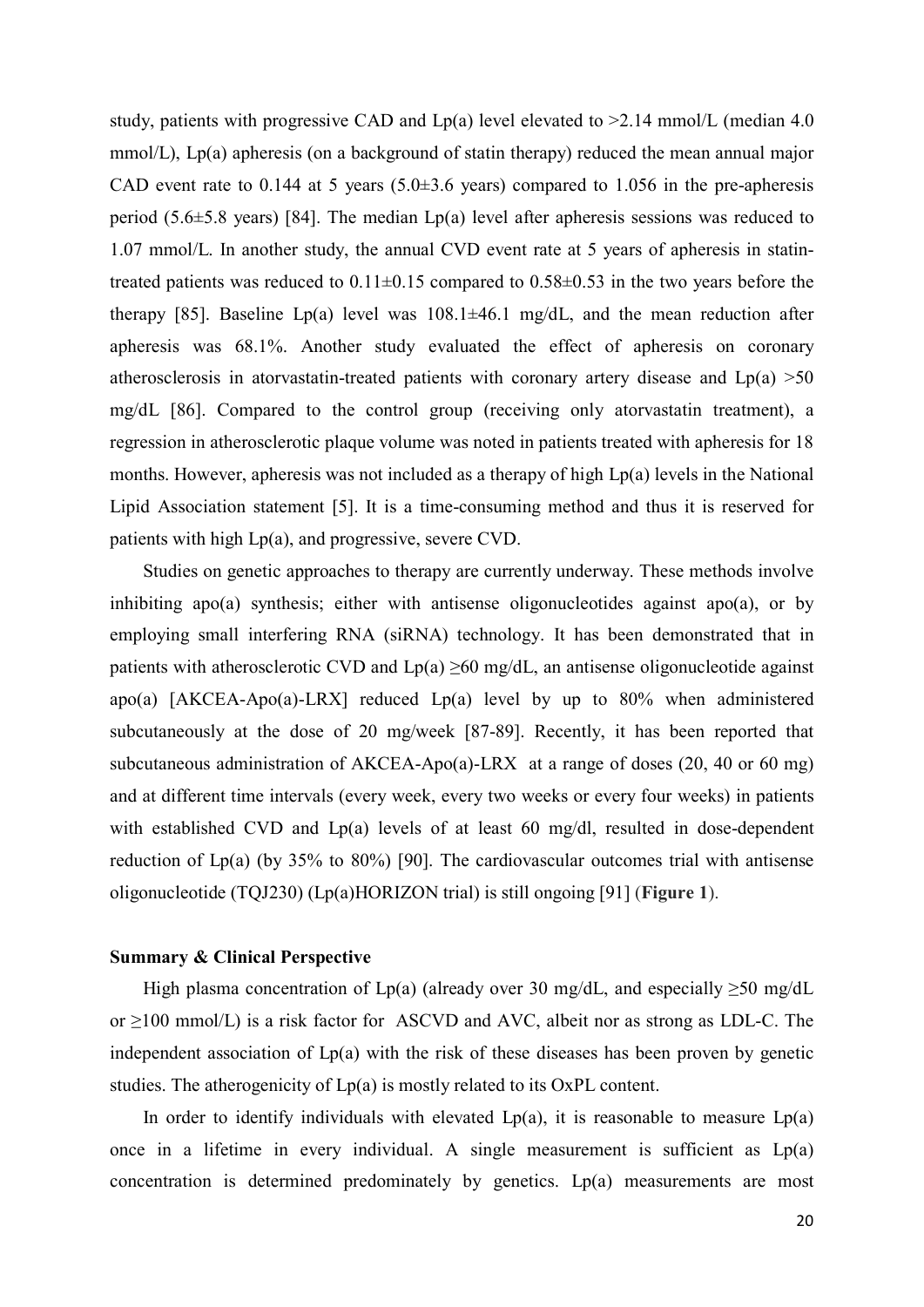study, patients with progressive CAD and Lp(a) level elevated to >2.14 mmol/L (median 4.0 mmol/L), Lp(a) apheresis (on a background of statin therapy) reduced the mean annual major CAD event rate to 0.144 at 5 years (5.0±3.6 years) compared to 1.056 in the pre-apheresis period (5.6±5.8 years) [84]. The median Lp(a) level after apheresis sessions was reduced to 1.07 mmol/L. In another study, the annual CVD event rate at 5 years of apheresis in statin-treated patients was reduced to 0.11±0.15 compared to 0.58±0.53 in the two years before the therapy [85]. Baseline Lp(a) level was 108.1±46.1 mg/dL, and the mean reduction after apheresis was 68.1%. Another study evaluated the effect of apheresis on coronary atherosclerosis in atorvastatin-treated patients with coronary artery disease and Lp(a) >50 mg/dL [86]. Compared to the control group (receiving only atorvastatin treatment), a regression in atherosclerotic plaque volume was noted in patients treated with apheresis for 18 months. However, apheresis was not included as a therapy of high Lp(a) levels in the National Lipid Association statement [5]. It is a time-consuming method and thus it is reserved for patients with high Lp(a), and progressive, severe CVD.

Studies on genetic approaches to therapy are currently underway. These methods involve inhibiting apo(a) synthesis; either with antisense oligonucleotides against apo(a), or by employing small interfering RNA (siRNA) technology. It has been demonstrated that in patients with atherosclerotic CVD and Lp(a) ≥60 mg/dL, an antisense oligonucleotide against apo(a) [AKCEA-Apo(a)-LRX] reduced Lp(a) level by up to 80% when administered subcutaneously at the dose of 20 mg/week [87-89]. Recently, it has been reported that subcutaneous administration of AKCEA-Apo(a)-LRX at a range of doses (20, 40 or 60 mg) and at different time intervals (every week, every two weeks or every four weeks) in patients with established CVD and Lp(a) levels of at least 60 mg/dl, resulted in dose-dependent reduction of Lp(a) (by 35% to 80%) [90]. The cardiovascular outcomes trial with antisense oligonucleotide (TQJ230) (Lp(a)HORIZON trial) is still ongoing [91] (**Figure 1**).

### Summary & Clinical Perspective

High plasma concentration of Lp(a) (already over 30 mg/dL, and especially ≥50 mg/dL or ≥100 mmol/L) is a risk factor for ASCVD and AVC, albeit nor as strong as LDL-C. The independent association of Lp(a) with the risk of these diseases has been proven by genetic studies. The atherogenicity of Lp(a) is mostly related to its OxPL content.

In order to identify individuals with elevated Lp(a), it is reasonable to measure Lp(a) once in a lifetime in every individual. A single measurement is sufficient as Lp(a) concentration is determined predominately by genetics. Lp(a) measurements are most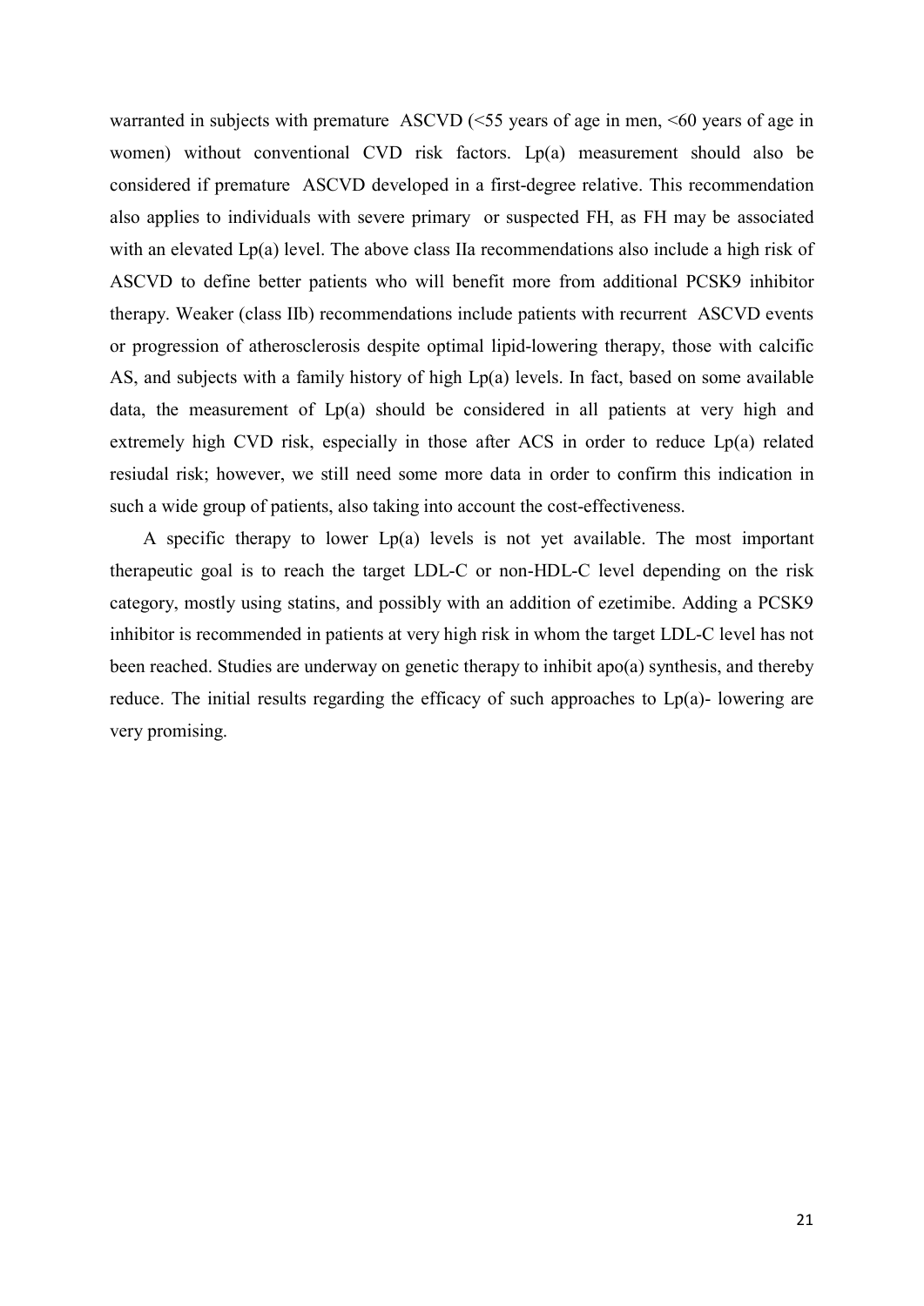warranted in subjects with premature ASCVD (<55 years of age in men, <60 years of age in women) without conventional CVD risk factors. Lp(a) measurement should also be considered if premature ASCVD developed in a first-degree relative. This recommendation also applies to individuals with severe primary or suspected FH, as FH may be associated with an elevated Lp(a) level. The above class IIa recommendations also include a high risk of ASCVD to define better patients who will benefit more from additional PCSK9 inhibitor therapy. Weaker (class IIb) recommendations include patients with recurrent ASCVD events or progression of atherosclerosis despite optimal lipid-lowering therapy, those with calcific AS, and subjects with a family history of high Lp(a) levels. In fact, based on some available data, the measurement of Lp(a) should be considered in all patients at very high and extremely high CVD risk, especially in those after ACS in order to reduce Lp(a) related resiudal risk; however, we still need some more data in order to confirm this indication in such a wide group of patients, also taking into account the cost-effectiveness.

A specific therapy to lower Lp(a) levels is not yet available. The most important therapeutic goal is to reach the target LDL-C or non-HDL-C level depending on the risk category, mostly using statins, and possibly with an addition of ezetimibe. Adding a PCSK9 inhibitor is recommended in patients at very high risk in whom the target LDL-C level has not been reached. Studies are underway on genetic therapy to inhibit apo(a) synthesis, and thereby reduce. The initial results regarding the efficacy of such approaches to Lp(a)- lowering are very promising.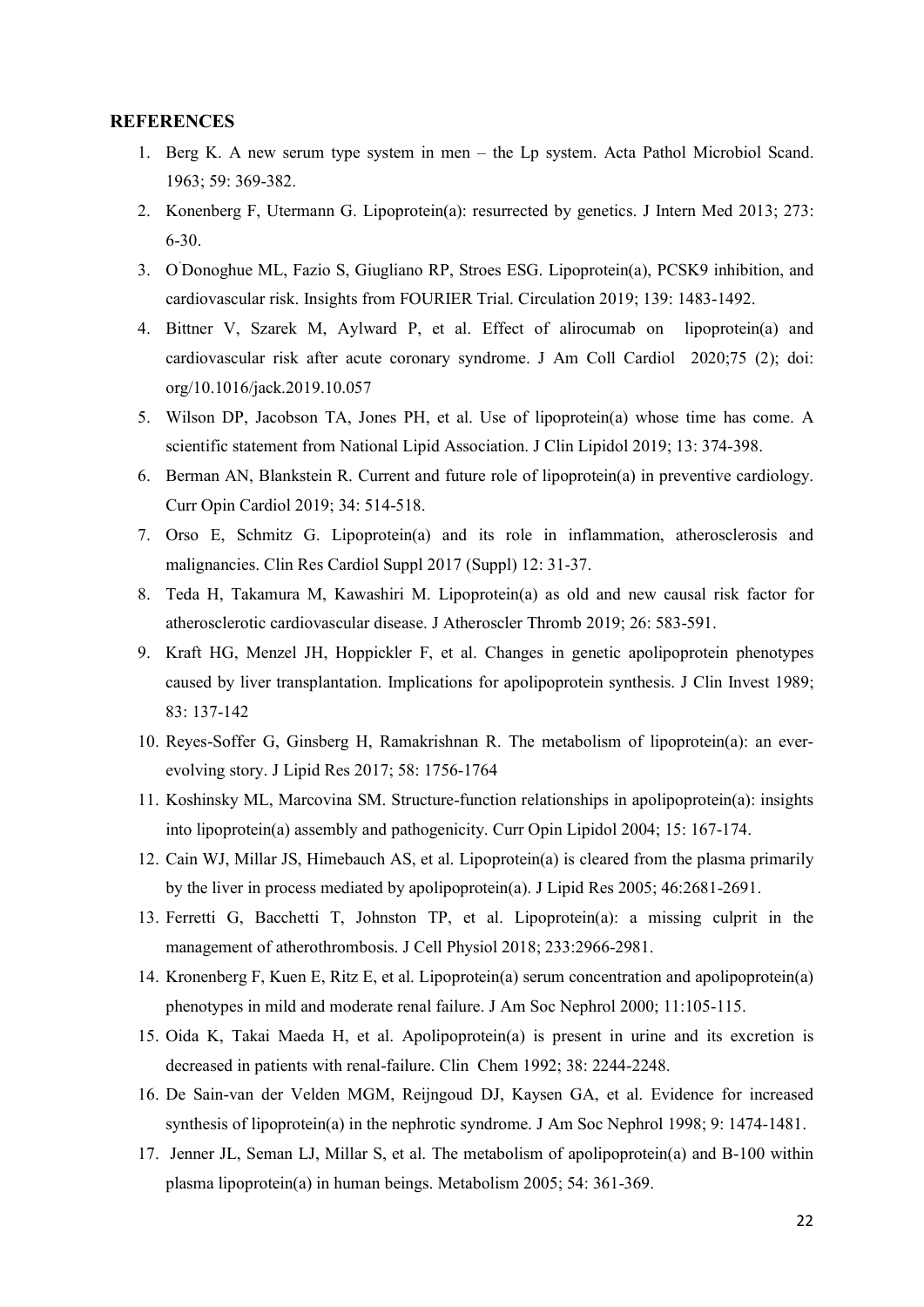## REFERENCES

1. Berg K. A new serum type system in men – the Lp system. Acta Pathol Microbiol Scand. 1963; 59: 369-382.
2. Konenberg F, Utermann G. Lipoprotein(a): resurrected by genetics. J Intern Med 2013; 273: 6-30.
3. O'Donoghue ML, Fazio S, Giugliano RP, Stroes ESG. Lipoprotein(a), PCSK9 inhibition, and cardiovascular risk. Insights from FOURIER Trial. Circulation 2019; 139: 1483-1492.
4. Bittner V, Szarek M, Aylward P, et al. Effect of alirocumab on lipoprotein(a) and cardiovascular risk after acute coronary syndrome. J Am Coll Cardiol 2020;75 (2); doi: org/10.1016/jack.2019.10.057
5. Wilson DP, Jacobson TA, Jones PH, et al. Use of lipoprotein(a) whose time has come. A scientific statement from National Lipid Association. J Clin Lipidol 2019; 13: 374-398.
6. Berman AN, Blankstein R. Current and future role of lipoprotein(a) in preventive cardiology. Curr Opin Cardiol 2019; 34: 514-518.
7. Orso E, Schmitz G. Lipoprotein(a) and its role in inflammation, atherosclerosis and malignancies. Clin Res Cardiol Suppl 2017 (Suppl) 12: 31-37.
8. Teda H, Takamura M, Kawashiri M. Lipoprotein(a) as old and new causal risk factor for atherosclerotic cardiovascular disease. J Atheroscler Thromb 2019; 26: 583-591.
9. Kraft HG, Menzel JH, Hoppickler F, et al. Changes in genetic apolipoprotein phenotypes caused by liver transplantation. Implications for apolipoprotein synthesis. J Clin Invest 1989; 83: 137-142
10. Reyes-Soffer G, Ginsberg H, Ramakrishnan R. The metabolism of lipoprotein(a): an ever-evolving story. J Lipid Res 2017; 58: 1756-1764
11. Koshinsky ML, Marcovina SM. Structure-function relationships in apolipoprotein(a): insights into lipoprotein(a) assembly and pathogenicity. Curr Opin Lipidol 2004; 15: 167-174.
12. Cain WJ, Millar JS, Himebauch AS, et al. Lipoprotein(a) is cleared from the plasma primarily by the liver in process mediated by apolipoprotein(a). J Lipid Res 2005; 46:2681-2691.
13. Ferretti G, Bacchetti T, Johnston TP, et al. Lipoprotein(a): a missing culprit in the management of atherothrombosis. J Cell Physiol 2018; 233:2966-2981.
14. Kronenberg F, Kuen E, Ritz E, et al. Lipoprotein(a) serum concentration and apolipoprotein(a) phenotypes in mild and moderate renal failure. J Am Soc Nephrol 2000; 11:105-115.
15. Oida K, Takai Maeda H, et al. Apolipoprotein(a) is present in urine and its excretion is decreased in patients with renal-failure. Clin Chem 1992; 38: 2244-2248.
16. De Sain-van der Velden MGM, Reijngoud DJ, Kaysen GA, et al. Evidence for increased synthesis of lipoprotein(a) in the nephrotic syndrome. J Am Soc Nephrol 1998; 9: 1474-1481.
17. Jenner JL, Seman LJ, Millar S, et al. The metabolism of apolipoprotein(a) and B-100 within plasma lipoprotein(a) in human beings. Metabolism 2005; 54: 361-369.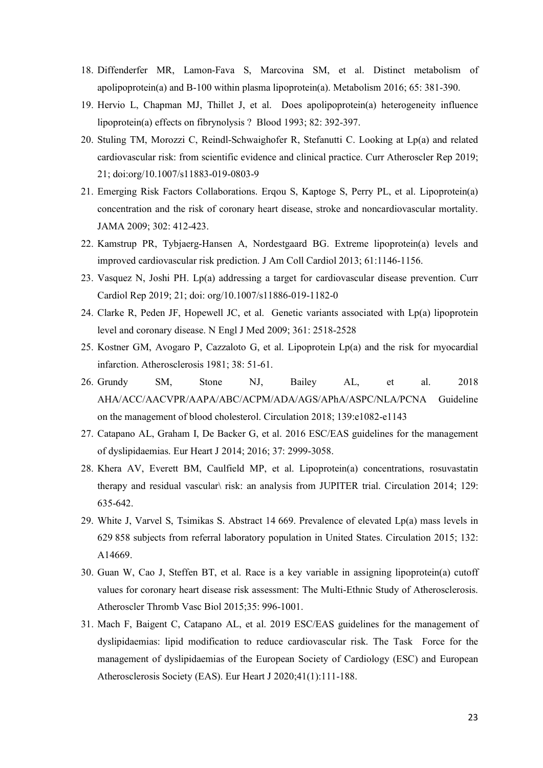18. Diffenderfer MR, Lamon-Fava S, Marcovina SM, et al. Distinct metabolism of apolipoprotein(a) and B-100 within plasma lipoprotein(a). Metabolism 2016; 65: 381-390.
19. Hervio L, Chapman MJ, Thillet J, et al. Does apolipoprotein(a) heterogeneity influence lipoprotein(a) effects on fibrynolysis ? Blood 1993; 82: 392-397.
20. Stuling TM, Morozzi C, Reindl-Schwaighofer R, Stefanutti C. Looking at Lp(a) and related cardiovascular risk: from scientific evidence and clinical practice. Curr Atheroscler Rep 2019; 21; doi:org/10.1007/s11883-019-0803-9
21. Emerging Risk Factors Collaborations. Erqou S, Kaptoge S, Perry PL, et al. Lipoprotein(a) concentration and the risk of coronary heart disease, stroke and noncardiovascular mortality. JAMA 2009; 302: 412-423.
22. Kamstrup PR, Tybjaerg-Hansen A, Nordestgaard BG. Extreme lipoprotein(a) levels and improved cardiovascular risk prediction. J Am Coll Cardiol 2013; 61:1146-1156.
23. Vasquez N, Joshi PH. Lp(a) addressing a target for cardiovascular disease prevention. Curr Cardiol Rep 2019; 21; doi: org/10.1007/s11886-019-1182-0
24. Clarke R, Peden JF, Hopewell JC, et al. Genetic variants associated with Lp(a) lipoprotein level and coronary disease. N Engl J Med 2009; 361: 2518-2528
25. Kostner GM, Avogaro P, Cazzaloto G, et al. Lipoprotein Lp(a) and the risk for myocardial infarction. Atherosclerosis 1981; 38: 51-61.
26. Grundy SM, Stone NJ, Bailey AL, et al. 2018 AHA/ACC/AACVPR/AAPA/ABC/ACPM/ADA/AGS/APhA/ASPC/NLA/PCNA Guideline on the management of blood cholesterol. Circulation 2018; 139:e1082-e1143
27. Catapano AL, Graham I, De Backer G, et al. 2016 ESC/EAS guidelines for the management of dyslipidaemias. Eur Heart J 2014; 2016; 37: 2999-3058.
28. Khera AV, Everett BM, Caulfield MP, et al. Lipoprotein(a) concentrations, rosuvastatin therapy and residual vascular\ risk: an analysis from JUPITER trial. Circulation 2014; 129: 635-642.
29. White J, Varvel S, Tsimikas S. Abstract 14 669. Prevalence of elevated Lp(a) mass levels in 629 858 subjects from referral laboratory population in United States. Circulation 2015; 132: A14669.
30. Guan W, Cao J, Steffen BT, et al. Race is a key variable in assigning lipoprotein(a) cutoff values for coronary heart disease risk assessment: The Multi-Ethnic Study of Atherosclerosis. Atheroscler Thromb Vasc Biol 2015;35: 996-1001.
31. Mach F, Baigent C, Catapano AL, et al. 2019 ESC/EAS guidelines for the management of dyslipidaemias: lipid modification to reduce cardiovascular risk. The Task Force for the management of dyslipidaemias of the European Society of Cardiology (ESC) and European Atherosclerosis Society (EAS). Eur Heart J 2020;41(1):111-188.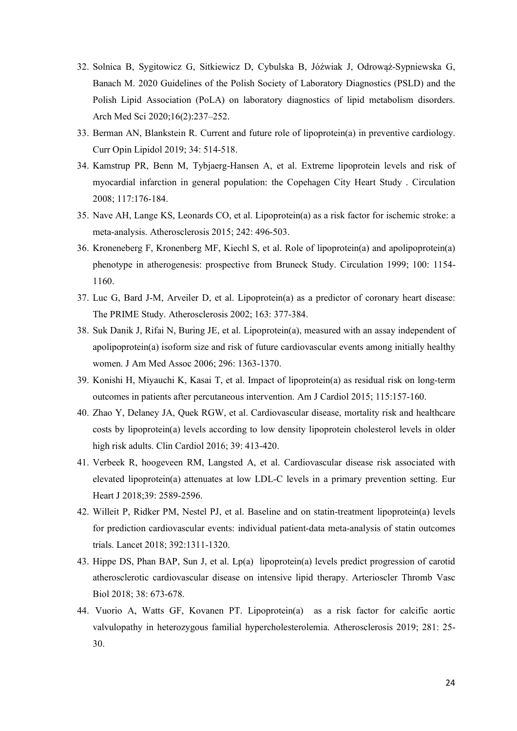32. Solnica B, Sygitowicz G, Sitkiewicz D, Cybulska B, Jóźwiak J, Odrowąż-Sypniewska G, Banach M. 2020 Guidelines of the Polish Society of Laboratory Diagnostics (PSLD) and the Polish Lipid Association (PoLA) on laboratory diagnostics of lipid metabolism disorders. Arch Med Sci 2020;16(2):237–252.
33. Berman AN, Blankstein R. Current and future role of lipoprotein(a) in preventive cardiology. Curr Opin Lipidol 2019; 34: 514-518.
34. Kamstrup PR, Benn M, Tybjaerg-Hansen A, et al. Extreme lipoprotein levels and risk of myocardial infarction in general population: the Copehagen City Heart Study . Circulation 2008; 117:176-184.
35. Nave AH, Lange KS, Leonards CO, et al. Lipoprotein(a) as a risk factor for ischemic stroke: a meta-analysis. Atherosclerosis 2015; 242: 496-503.
36. Kroneneberg F, Kronenberg MF, Kiechl S, et al. Role of lipoprotein(a) and apolipoprotein(a) phenotype in atherogenesis: prospective from Bruneck Study. Circulation 1999; 100: 1154-1160.
37. Luc G, Bard J-M, Arveiler D, et al. Lipoprotein(a) as a predictor of coronary heart disease: The PRIME Study. Atherosclerosis 2002; 163: 377-384.
38. Suk Danik J, Rifai N, Buring JE, et al. Lipoprotein(a), measured with an assay independent of apolipoprotein(a) isoform size and risk of future cardiovascular events among initially healthy women. J Am Med Assoc 2006; 296: 1363-1370.
39. Konishi H, Miyauchi K, Kasai T, et al. Impact of lipoprotein(a) as residual risk on long-term outcomes in patients after percutaneous intervention. Am J Cardiol 2015; 115:157-160.
40. Zhao Y, Delaney JA, Quek RGW, et al. Cardiovascular disease, mortality risk and healthcare costs by lipoprotein(a) levels according to low density lipoprotein cholesterol levels in older high risk adults. Clin Cardiol 2016; 39: 413-420.
41. Verbeek R, hoogeveen RM, Langsted A, et al. Cardiovascular disease risk associated with elevated lipoprotein(a) attenuates at low LDL-C levels in a primary prevention setting. Eur Heart J 2018;39: 2589-2596.
42. Willeit P, Ridker PM, Nestel PJ, et al. Baseline and on statin-treatment lipoprotein(a) levels for prediction cardiovascular events: individual patient-data meta-analysis of statin outcomes trials. Lancet 2018; 392:1311-1320.
43. Hippe DS, Phan BAP, Sun J, et al. Lp(a) lipoprotein(a) levels predict progression of carotid atherosclerotic cardiovascular disease on intensive lipid therapy. Arterioscler Thromb Vasc Biol 2018; 38: 673-678.
44. Vuorio A, Watts GF, Kovanen PT. Lipoprotein(a) as a risk factor for calcific aortic valvulopathy in heterozygous familial hypercholesterolemia. Atherosclerosis 2019; 281: 25-30.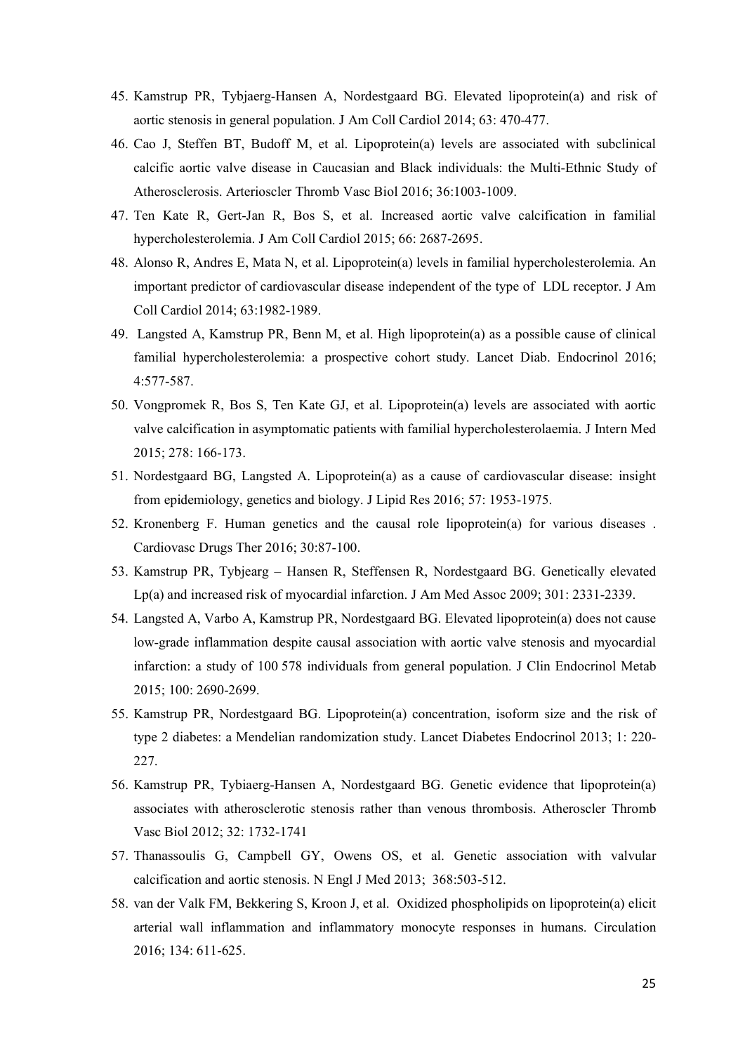45. Kamstrup PR, Tybjaerg-Hansen A, Nordestgaard BG. Elevated lipoprotein(a) and risk of aortic stenosis in general population. J Am Coll Cardiol 2014; 63: 470-477.
46. Cao J, Steffen BT, Budoff M, et al. Lipoprotein(a) levels are associated with subclinical calcific aortic valve disease in Caucasian and Black individuals: the Multi-Ethnic Study of Atherosclerosis. Arterioscler Thromb Vasc Biol 2016; 36:1003-1009.
47. Ten Kate R, Gert-Jan R, Bos S, et al. Increased aortic valve calcification in familial hypercholesterolemia. J Am Coll Cardiol 2015; 66: 2687-2695.
48. Alonso R, Andres E, Mata N, et al. Lipoprotein(a) levels in familial hypercholesterolemia. An important predictor of cardiovascular disease independent of the type of LDL receptor. J Am Coll Cardiol 2014; 63:1982-1989.
49. Langsted A, Kamstrup PR, Benn M, et al. High lipoprotein(a) as a possible cause of clinical familial hypercholesterolemia: a prospective cohort study. Lancet Diab. Endocrinol 2016; 4:577-587.
50. Vongpromek R, Bos S, Ten Kate GJ, et al. Lipoprotein(a) levels are associated with aortic valve calcification in asymptomatic patients with familial hypercholesterolaemia. J Intern Med 2015; 278: 166-173.
51. Nordestgaard BG, Langsted A. Lipoprotein(a) as a cause of cardiovascular disease: insight from epidemiology, genetics and biology. J Lipid Res 2016; 57: 1953-1975.
52. Kronenberg F. Human genetics and the causal role lipoprotein(a) for various diseases . Cardiovasc Drugs Ther 2016; 30:87-100.
53. Kamstrup PR, Tybjearg – Hansen R, Steffensen R, Nordestgaard BG. Genetically elevated Lp(a) and increased risk of myocardial infarction. J Am Med Assoc 2009; 301: 2331-2339.
54. Langsted A, Varbo A, Kamstrup PR, Nordestgaard BG. Elevated lipoprotein(a) does not cause low-grade inflammation despite causal association with aortic valve stenosis and myocardial infarction: a study of 100 578 individuals from general population. J Clin Endocrinol Metab 2015; 100: 2690-2699.
55. Kamstrup PR, Nordestgaard BG. Lipoprotein(a) concentration, isoform size and the risk of type 2 diabetes: a Mendelian randomization study. Lancet Diabetes Endocrinol 2013; 1: 220-227.
56. Kamstrup PR, Tybiaerg-Hansen A, Nordestgaard BG. Genetic evidence that lipoprotein(a) associates with atherosclerotic stenosis rather than venous thrombosis. Atheroscler Thromb Vasc Biol 2012; 32: 1732-1741
57. Thanassoulis G, Campbell GY, Owens OS, et al. Genetic association with valvular calcification and aortic stenosis. N Engl J Med 2013; 368:503-512.
58. van der Valk FM, Bekkering S, Kroon J, et al. Oxidized phospholipids on lipoprotein(a) elicit arterial wall inflammation and inflammatory monocyte responses in humans. Circulation 2016; 134: 611-625.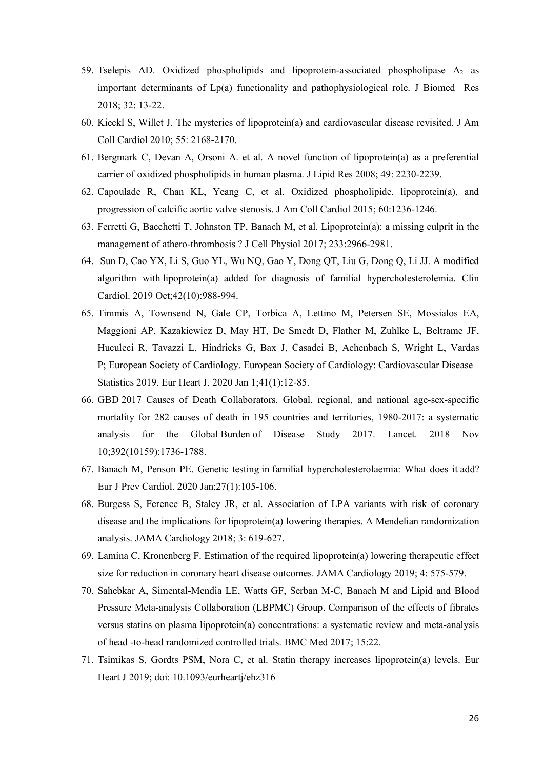59. Tselepis AD. Oxidized phospholipids and lipoprotein-associated phospholipase $A_2$ as important determinants of Lp(a) functionality and pathophysiological role. J Biomed Res 2018; 32: 13-22.
60. Kieckl S, Willet J. The mysteries of lipoprotein(a) and cardiovascular disease revisited. J Am Coll Cardiol 2010; 55: 2168-2170.
61. Bergmark C, Devan A, Orsoni A. et al. A novel function of lipoprotein(a) as a preferential carrier of oxidized phospholipids in human plasma. J Lipid Res 2008; 49: 2230-2239.
62. Capoulade R, Chan KL, Yeang C, et al. Oxidized phospholipide, lipoprotein(a), and progression of calcific aortic valve stenosis. J Am Coll Cardiol 2015; 60:1236-1246.
63. Ferretti G, Bacchetti T, Johnston TP, Banach M, et al. Lipoprotein(a): a missing culprit in the management of athero-thrombosis ? J Cell Physiol 2017; 233:2966-2981.
64. Sun D, Cao YX, Li S, Guo YL, Wu NQ, Gao Y, Dong QT, Liu G, Dong Q, Li JJ. A modified algorithm with lipoprotein(a) added for diagnosis of familial hypercholesterolemia. Clin Cardiol. 2019 Oct;42(10):988-994.
65. Timmis A, Townsend N, Gale CP, Torbica A, Lettino M, Petersen SE, Mossialos EA, Maggioni AP, Kazakiewicz D, May HT, De Smedt D, Flather M, Zuhlke L, Beltrame JF, Huculeci R, Tavazzi L, Hindricks G, Bax J, Casadei B, Achenbach S, Wright L, Vardas P; European Society of Cardiology. European Society of Cardiology: Cardiovascular Disease Statistics 2019. Eur Heart J. 2020 Jan 1;41(1):12-85.
66. GBD 2017 Causes of Death Collaborators. Global, regional, and national age-sex-specific mortality for 282 causes of death in 195 countries and territories, 1980-2017: a systematic analysis for the Global Burden of Disease Study 2017. Lancet. 2018 Nov 10;392(10159):1736-1788.
67. Banach M, Penson PE. Genetic testing in familial hypercholesterolaemia: What does it add? Eur J Prev Cardiol. 2020 Jan;27(1):105-106.
68. Burgess S, Ference B, Staley JR, et al. Association of LPA variants with risk of coronary disease and the implications for lipoprotein(a) lowering therapies. A Mendelian randomization analysis. JAMA Cardiology 2018; 3: 619-627.
69. Lamina C, Kronenberg F. Estimation of the required lipoprotein(a) lowering therapeutic effect size for reduction in coronary heart disease outcomes. JAMA Cardiology 2019; 4: 575-579.
70. Sahebkar A, Simental-Mendia LE, Watts GF, Serban M-C, Banach M and Lipid and Blood Pressure Meta-analysis Collaboration (LBPMC) Group. Comparison of the effects of fibrates versus statins on plasma lipoprotein(a) concentrations: a systematic review and meta-analysis of head -to-head randomized controlled trials. BMC Med 2017; 15:22.
71. Tsimikas S, Gordts PSM, Nora C, et al. Statin therapy increases lipoprotein(a) levels. Eur Heart J 2019; doi: 10.1093/eurheartj/ehz316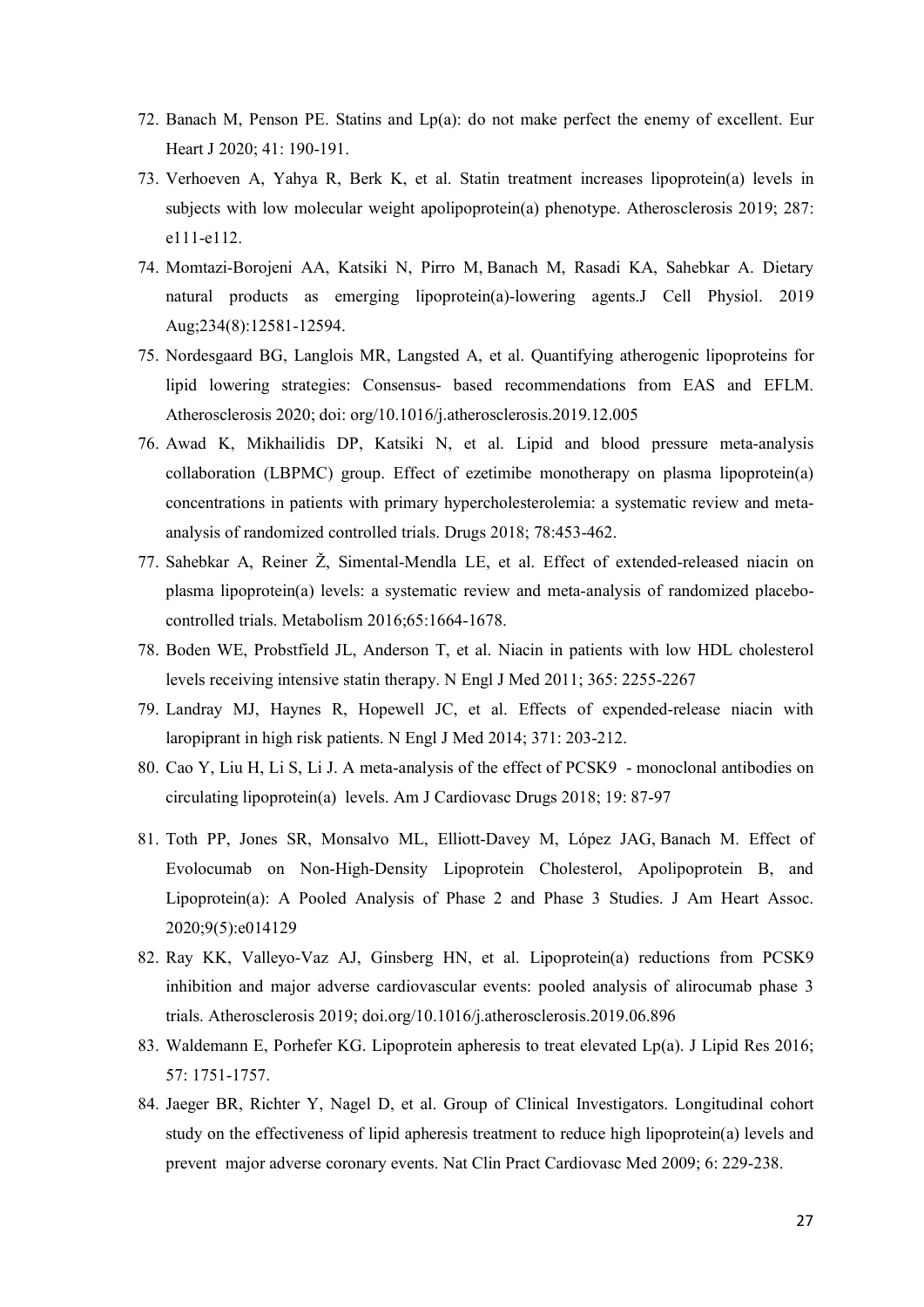72. Banach M, Penson PE. Statins and Lp(a): do not make perfect the enemy of excellent. Eur Heart J 2020; 41: 190-191.
73. Verhoeven A, Yahya R, Berk K, et al. Statin treatment increases lipoprotein(a) levels in subjects with low molecular weight apolipoprotein(a) phenotype. Atherosclerosis 2019; 287: e111-e112.
74. Momtazi-Borojeni AA, Katsiki N, Pirro M, Banach M, Rasadi KA, Sahebkar A. Dietary natural products as emerging lipoprotein(a)-lowering agents.J Cell Physiol. 2019 Aug;234(8):12581-12594.
75. Nordesgaard BG, Langlois MR, Langsted A, et al. Quantifying atherogenic lipoproteins for lipid lowering strategies: Consensus- based recommendations from EAS and EFLM. Atherosclerosis 2020; doi: org/10.1016/j.atherosclerosis.2019.12.005
76. Awad K, Mikhailidis DP, Katsiki N, et al. Lipid and blood pressure meta-analysis collaboration (LBPMC) group. Effect of ezetimibe monotherapy on plasma lipoprotein(a) concentrations in patients with primary hypercholesterolemia: a systematic review and meta-analysis of randomized controlled trials. Drugs 2018; 78:453-462.
77. Sahebkar A, Reiner Ž, Simental-Mendla LE, et al. Effect of extended-released niacin on plasma lipoprotein(a) levels: a systematic review and meta-analysis of randomized placebo-controlled trials. Metabolism 2016;65:1664-1678.
78. Boden WE, Probstfield JL, Anderson T, et al. Niacin in patients with low HDL cholesterol levels receiving intensive statin therapy. N Engl J Med 2011; 365: 2255-2267
79. Landray MJ, Haynes R, Hopewell JC, et al. Effects of expended-release niacin with laropiprant in high risk patients. N Engl J Med 2014; 371: 203-212.
80. Cao Y, Liu H, Li S, Li J. A meta-analysis of the effect of PCSK9 - monoclonal antibodies on circulating lipoprotein(a) levels. Am J Cardiovasc Drugs 2018; 19: 87-97
81. Toth PP, Jones SR, Monsalvo ML, Elliott-Davey M, López JAG, Banach M. Effect of Evolocumab on Non-High-Density Lipoprotein Cholesterol, Apolipoprotein B, and Lipoprotein(a): A Pooled Analysis of Phase 2 and Phase 3 Studies. J Am Heart Assoc. 2020;9(5):e014129
82. Ray KK, Valleyo-Vaz AJ, Ginsberg HN, et al. Lipoprotein(a) reductions from PCSK9 inhibition and major adverse cardiovascular events: pooled analysis of alirocumab phase 3 trials. Atherosclerosis 2019; doi.org/10.1016/j.atherosclerosis.2019.06.896
83. Waldemann E, Porhefer KG. Lipoprotein apheresis to treat elevated Lp(a). J Lipid Res 2016; 57: 1751-1757.
84. Jaeger BR, Richter Y, Nagel D, et al. Group of Clinical Investigators. Longitudinal cohort study on the effectiveness of lipid apheresis treatment to reduce high lipoprotein(a) levels and prevent major adverse coronary events. Nat Clin Pract Cardiovasc Med 2009; 6: 229-238.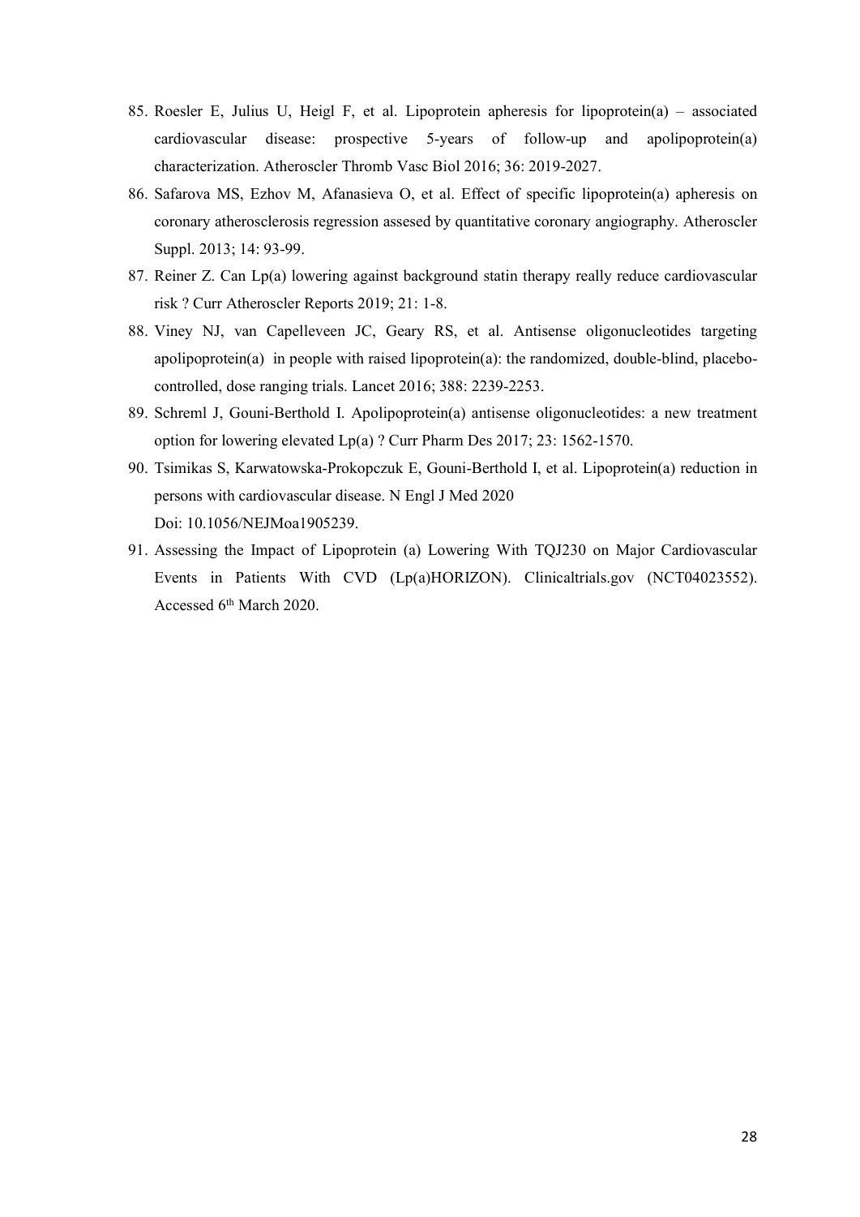85. Roesler E, Julius U, Heigl F, et al. Lipoprotein apheresis for lipoprotein(a) – associated cardiovascular disease: prospective 5-years of follow-up and apolipoprotein(a) characterization. Atheroscler Thromb Vasc Biol 2016; 36: 2019-2027.
86. Safarova MS, Ezhov M, Afanasieva O, et al. Effect of specific lipoprotein(a) apheresis on coronary atherosclerosis regression assesed by quantitative coronary angiography. Atheroscler Suppl. 2013; 14: 93-99.
87. Reiner Z. Can Lp(a) lowering against background statin therapy really reduce cardiovascular risk ? Curr Atheroscler Reports 2019; 21: 1-8.
88. Viney NJ, van Capelleveen JC, Geary RS, et al. Antisense oligonucleotides targeting apolipoprotein(a) in people with raised lipoprotein(a): the randomized, double-blind, placebo-controlled, dose ranging trials. Lancet 2016; 388: 2239-2253.
89. Schreml J, Gouni-Berthold I. Apolipoprotein(a) antisense oligonucleotides: a new treatment option for lowering elevated Lp(a) ? Curr Pharm Des 2017; 23: 1562-1570.
90. Tsimikas S, Karwatowska-Prokopczuk E, Gouni-Berthold I, et al. Lipoprotein(a) reduction in persons with cardiovascular disease. N Engl J Med 2020 Doi: 10.1056/NEJMoa1905239.
91. Assessing the Impact of Lipoprotein (a) Lowering With TQJ230 on Major Cardiovascular Events in Patients With CVD (Lp(a)HORIZON). Clinicaltrials.gov (NCT04023552). Accessed 6th March 2020.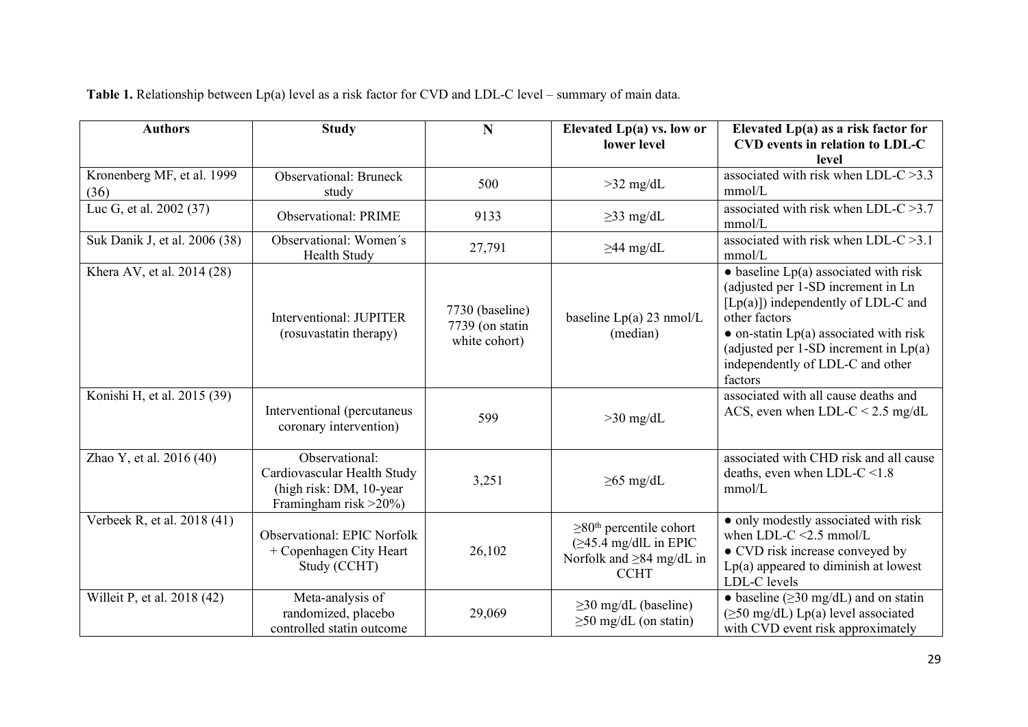**Table 1.** Relationship between Lp(a) level as a risk factor for CVD and LDL-C level – summary of main data.

| Authors | Study | N | Elevated Lp(a) vs. low or lower level | Elevated Lp(a) as a risk factor for CVD events in relation to LDL-C level |
|---|---|---|---|---|
| Kronenberg MF, et al. 1999 (36) | Observational: Bruneck study | 500 | >32 mg/dL | associated with risk when LDL-C >3.3 mmol/L |
| Luc G, et al. 2002 (37) | Observational: PRIME | 9133 | ≥33 mg/dL | associated with risk when LDL-C >3.7 mmol/L |
| Suk Danik J, et al. 2006 (38) | Observational: Women´s Health Study | 27,791 | ≥44 mg/dL | associated with risk when LDL-C >3.1 mmol/L |
| Khera AV, et al. 2014 (28) | Interventional: JUPITER (rosuvastatin therapy) | 7730 (baseline) 7739 (on statin white cohort) | baseline Lp(a) 23 nmol/L (median) | • baseline Lp(a) associated with risk (adjusted per 1-SD increment in Ln [Lp(a)]) independently of LDL-C and other factors • on-statin Lp(a) associated with risk (adjusted per 1-SD increment in Lp(a) independently of LDL-C and other factors |
| Konishi H, et al. 2015 (39) | Interventional (percutaneus coronary intervention) | 599 | >30 mg/dL | associated with all cause deaths and ACS, even when LDL-C < 2.5 mg/dL |
| Zhao Y, et al. 2016 (40) | Observational: Cardiovascular Health Study (high risk: DM, 10-year Framingham risk >20%) | 3,251 | ≥65 mg/dL | associated with CHD risk and all cause deaths, even when LDL-C <1.8 mmol/L |
| Verbeek R, et al. 2018 (41) | Observational: EPIC Norfolk + Copenhagen City Heart Study (CCHT) | 26,102 | ≥80[th] percentile cohort (≥45.4 mg/dlL in EPIC Norfolk and ≥84 mg/dL in CCHT | • only modestly associated with risk when LDL-C <2.5 mmol/L • CVD risk increase conveyed by Lp(a) appeared to diminish at lowest LDL-C levels |
| Willeit P, et al. 2018 (42) | Meta-analysis of randomized, placebo controlled statin outcome | 29,069 | ≥30 mg/dL (baseline) ≥50 mg/dL (on statin) | • baseline (≥30 mg/dL) and on statin (≥50 mg/dL) Lp(a) level associated with CVD event risk approximately |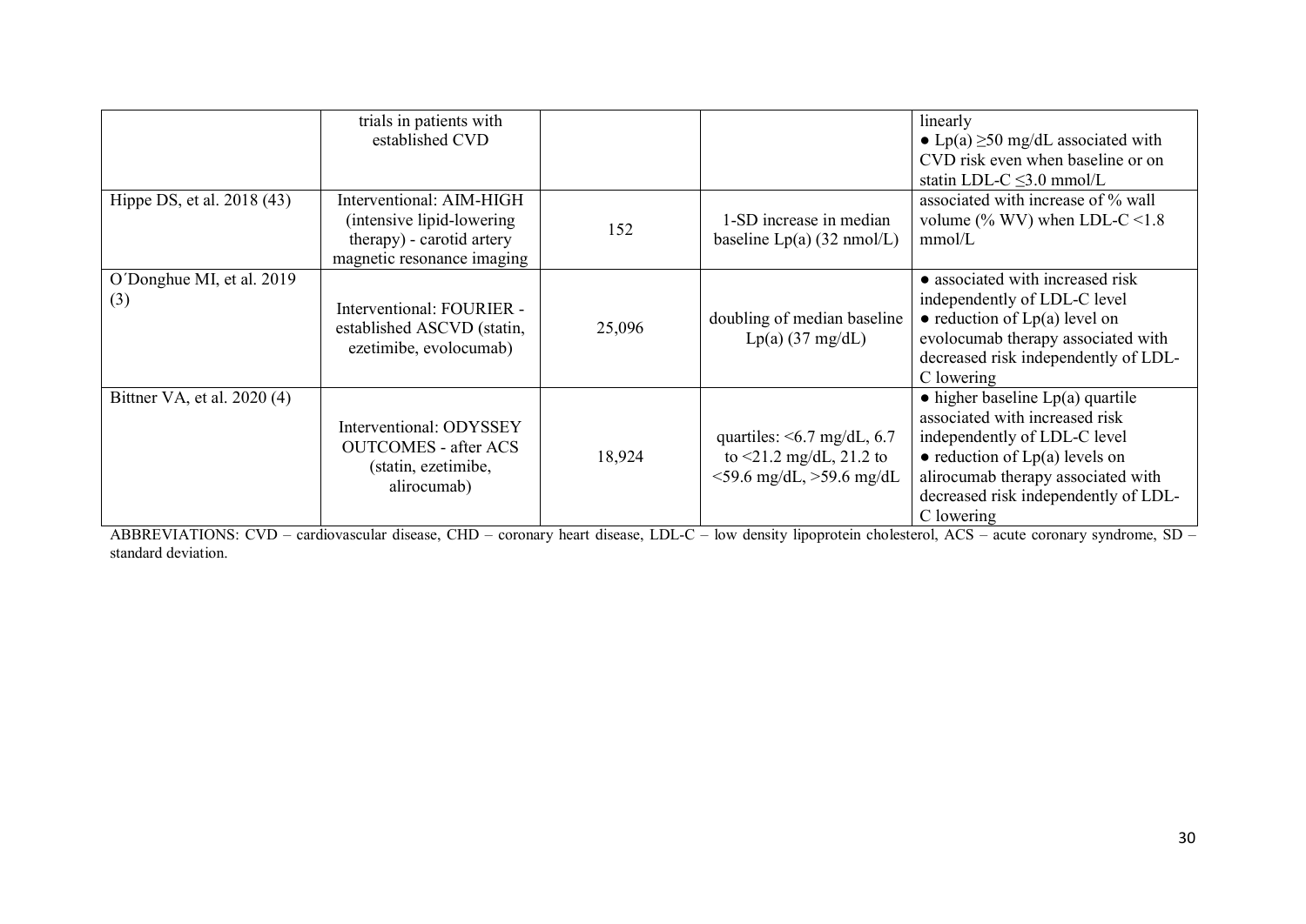|  | trials in patients with established CVD |  |  | linearly<br>● Lp(a) ≥50 mg/dL associated with CVD risk even when baseline or on statin LDL-C ≤3.0 mmol/L |
|---|---|---|---|---|
| Hippe DS, et al. 2018 (43) | Interventional: AIM-HIGH (intensive lipid-lowering therapy) - carotid artery magnetic resonance imaging | 152 | 1-SD increase in median baseline Lp(a) (32 nmol/L) | associated with increase of % wall volume (% WV) when LDL-C <1.8 mmol/L |
| O´Donghue MI, et al. 2019 (3) | Interventional: FOURIER - established ASCVD (statin, ezetimibe, evolocumab) | 25,096 | doubling of median baseline Lp(a) (37 mg/dL) | ● associated with increased risk independently of LDL-C level<br>● reduction of Lp(a) level on evolocumab therapy associated with decreased risk independently of LDL-C lowering |
| Bittner VA, et al. 2020 (4) | Interventional: ODYSSEY OUTCOMES - after ACS (statin, ezetimibe, alirocumab) | 18,924 | quartiles: <6.7 mg/dL, 6.7 to <21.2 mg/dL, 21.2 to <59.6 mg/dL, >59.6 mg/dL | ● higher baseline Lp(a) quartile associated with increased risk independently of LDL-C level<br>● reduction of Lp(a) levels on alirocumab therapy associated with decreased risk independently of LDL-C lowering |

ABBREVIATIONS: CVD – cardiovascular disease, CHD – coronary heart disease, LDL-C – low density lipoprotein cholesterol, ACS – acute coronary syndrome, SD – standard deviation.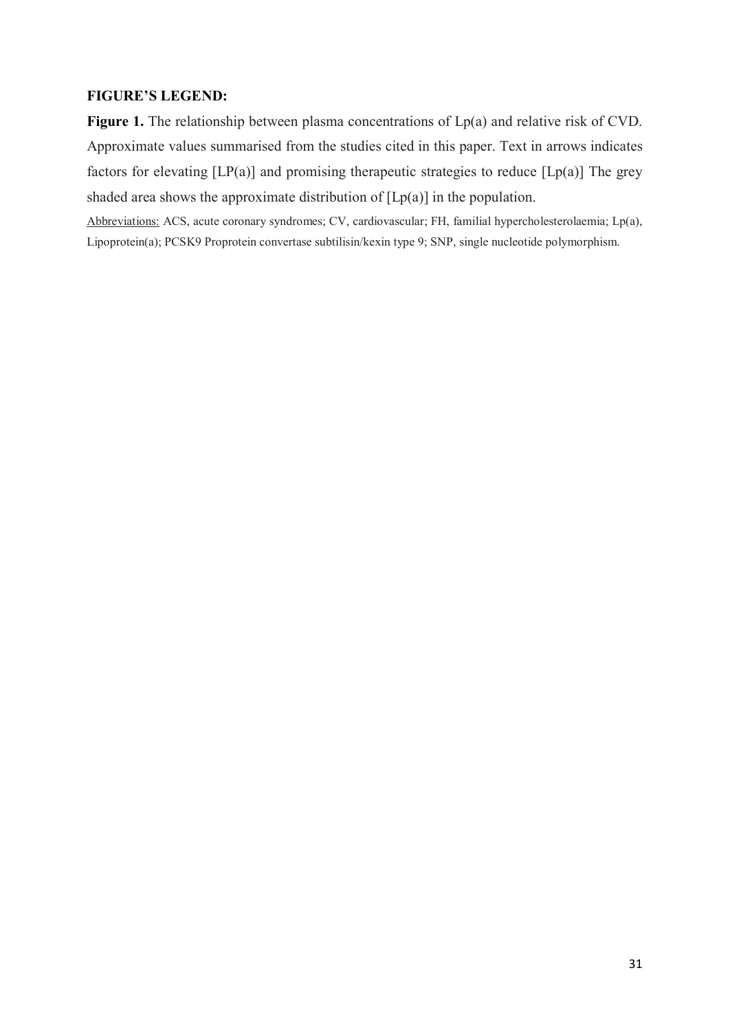**FIGURE'S LEGEND:**

**Figure 1.** The relationship between plasma concentrations of Lp(a) and relative risk of CVD. Approximate values summarised from the studies cited in this paper. Text in arrows indicates factors for elevating [LP(a)] and promising therapeutic strategies to reduce [Lp(a)] The grey shaded area shows the approximate distribution of [Lp(a)] in the population.

Abbreviations: ACS, acute coronary syndromes; CV, cardiovascular; FH, familial hypercholesterolaemia; Lp(a), Lipoprotein(a); PCSK9 Proprotein convertase subtilisin/kexin type 9; SNP, single nucleotide polymorphism.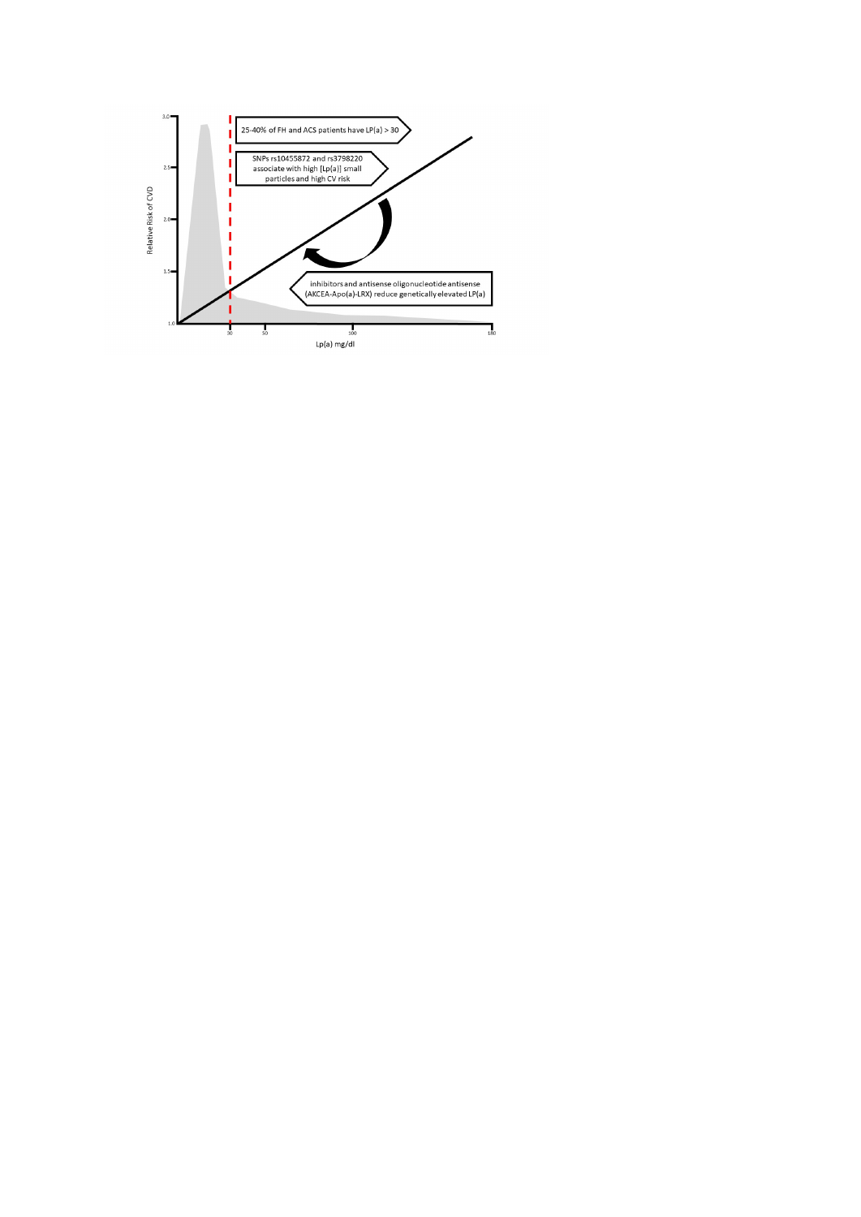25-40% of FH and ACS patients have LP(a) > 30

SNPs rs10455872 and rs3798220 associate with high [Lp(a)] small particles and high CV risk

inhibitors and antisense oligonucleotide antisense (AKCEA-Apo(a)-LRX) reduce genetically elevated LP(a)

Relative Risk of CVD

3.0

2.5

2.0

1.5

1.0

30

50

100

180

Lp(a) mg/dl